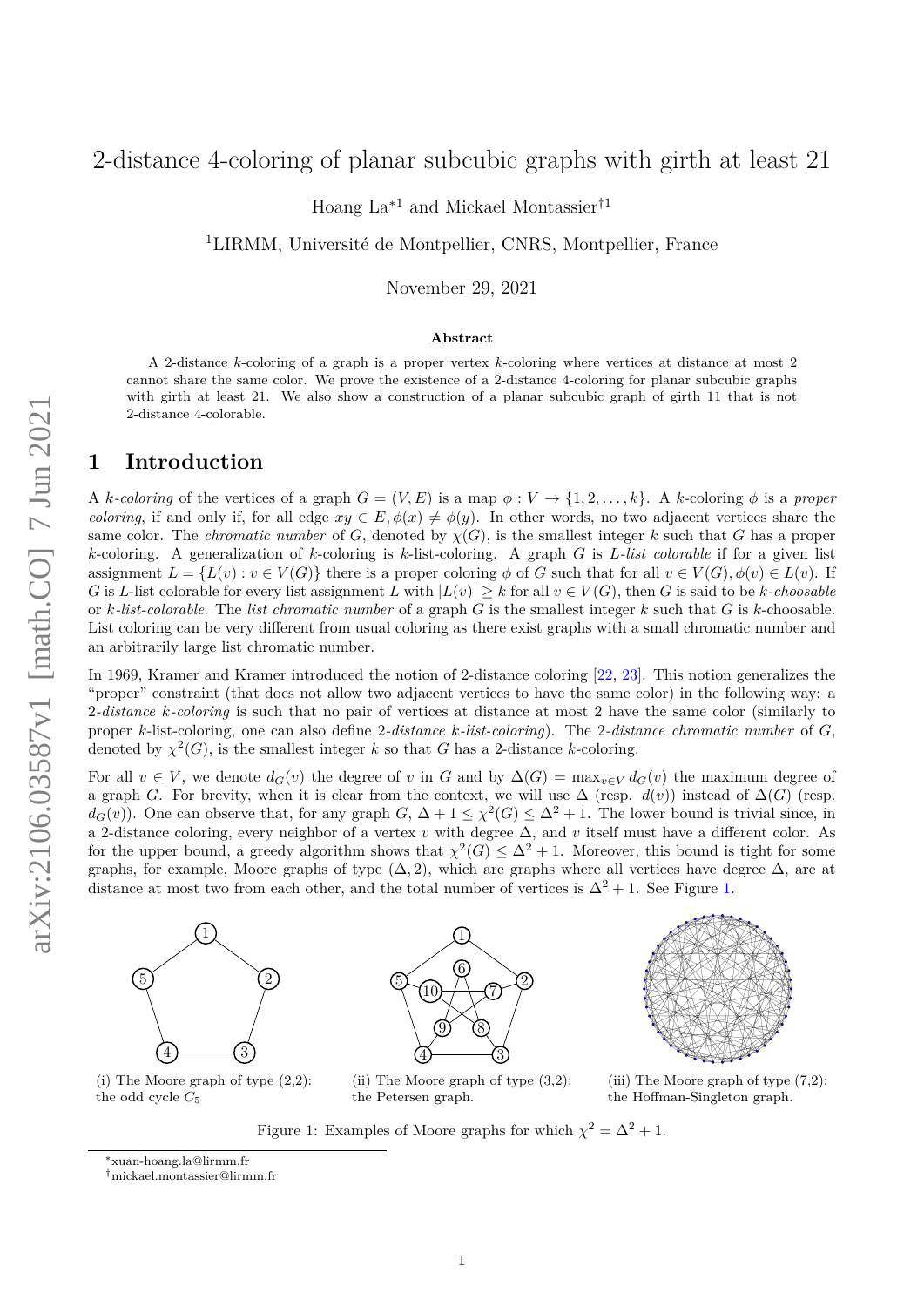# 2-distance 4-coloring of planar subcubic graphs with girth at least 21

Hoang La*[1] and Mickael Montassier†[1]

[1]LIRMM, Université de Montpellier, CNRS, Montpellier, France

November 29, 2021

**Abstract**

A 2-distance $k$-coloring of a graph is a proper vertex $k$-coloring where vertices at distance at most 2 cannot share the same color. We prove the existence of a 2-distance 4-coloring for planar subcubic graphs with girth at least 21. We also show a construction of a planar subcubic graph of girth 11 that is not 2-distance 4-colorable.

## 1 Introduction

A *$k$-coloring* of the vertices of a graph $G = (V, E)$ is a map $\phi : V \rightarrow \{1, 2, \ldots, k\}$. A $k$-coloring $\phi$ is a *proper coloring*, if and only if, for all edge $xy \in E, \phi(x) \neq \phi(y)$. In other words, no two adjacent vertices share the same color. The *chromatic number* of $G$, denoted by $\chi(G)$, is the smallest integer $k$ such that $G$ has a proper $k$-coloring. A generalization of $k$-coloring is $k$-list-coloring. A graph $G$ is *$L$-list colorable* if for a given list assignment $L = \{L(v) : v \in V(G)\}$ there is a proper coloring $\phi$ of $G$ such that for all $v \in V(G), \phi(v) \in L(v)$. If $G$ is $L$-list colorable for every list assignment $L$ with $|L(v)| \geq k$ for all $v \in V(G)$, then $G$ is said to be *$k$-choosable* or *$k$-list-colorable*. The *list chromatic number* of a graph $G$ is the smallest integer $k$ such that $G$ is $k$-choosable. List coloring can be very different from usual coloring as there exist graphs with a small chromatic number and an arbitrarily large list chromatic number.

In 1969, Kramer and Kramer introduced the notion of 2-distance coloring [22, 23]. This notion generalizes the "proper" constraint (that does not allow two adjacent vertices to have the same color) in the following way: a *2-distance $k$-coloring* is such that no pair of vertices at distance at most 2 have the same color (similarly to proper $k$-list-coloring, one can also define *2-distance $k$-list-coloring*). The *2-distance chromatic number* of $G$, denoted by $\chi^2(G)$, is the smallest integer $k$ so that $G$ has a 2-distance $k$-coloring.

For all $v \in V$, we denote $d_G(v)$ the degree of $v$ in $G$ and by $\Delta(G) = \max_{v \in V} d_G(v)$ the maximum degree of a graph $G$. For brevity, when it is clear from the context, we will use $\Delta$ (resp. $d(v)$) instead of $\Delta(G)$ (resp. $d_G(v)$). One can observe that, for any graph $G$, $\Delta + 1 \leq \chi^2(G) \leq \Delta^2 + 1$. The lower bound is trivial since, in a 2-distance coloring, every neighbor of a vertex $v$ with degree $\Delta$, and $v$ itself must have a different color. As for the upper bound, a greedy algorithm shows that $\chi^2(G) \leq \Delta^2 + 1$. Moreover, this bound is tight for some graphs, for example, Moore graphs of type $(\Delta, 2)$, which are graphs where all vertices have degree $\Delta$, are at distance at most two from each other, and the total number of vertices is $\Delta^2 + 1$. See Figure 1.

(i) The Moore graph of type (2,2): the odd cycle $C_5$

(ii) The Moore graph of type (3,2): the Petersen graph.

(iii) The Moore graph of type (7,2): the Hoffman-Singleton graph.

Figure 1: Examples of Moore graphs for which $\chi^2 = \Delta^2 + 1$.

*xuan-hoang.la@lirmm.fr

†mickael.montassier@lirmm.fr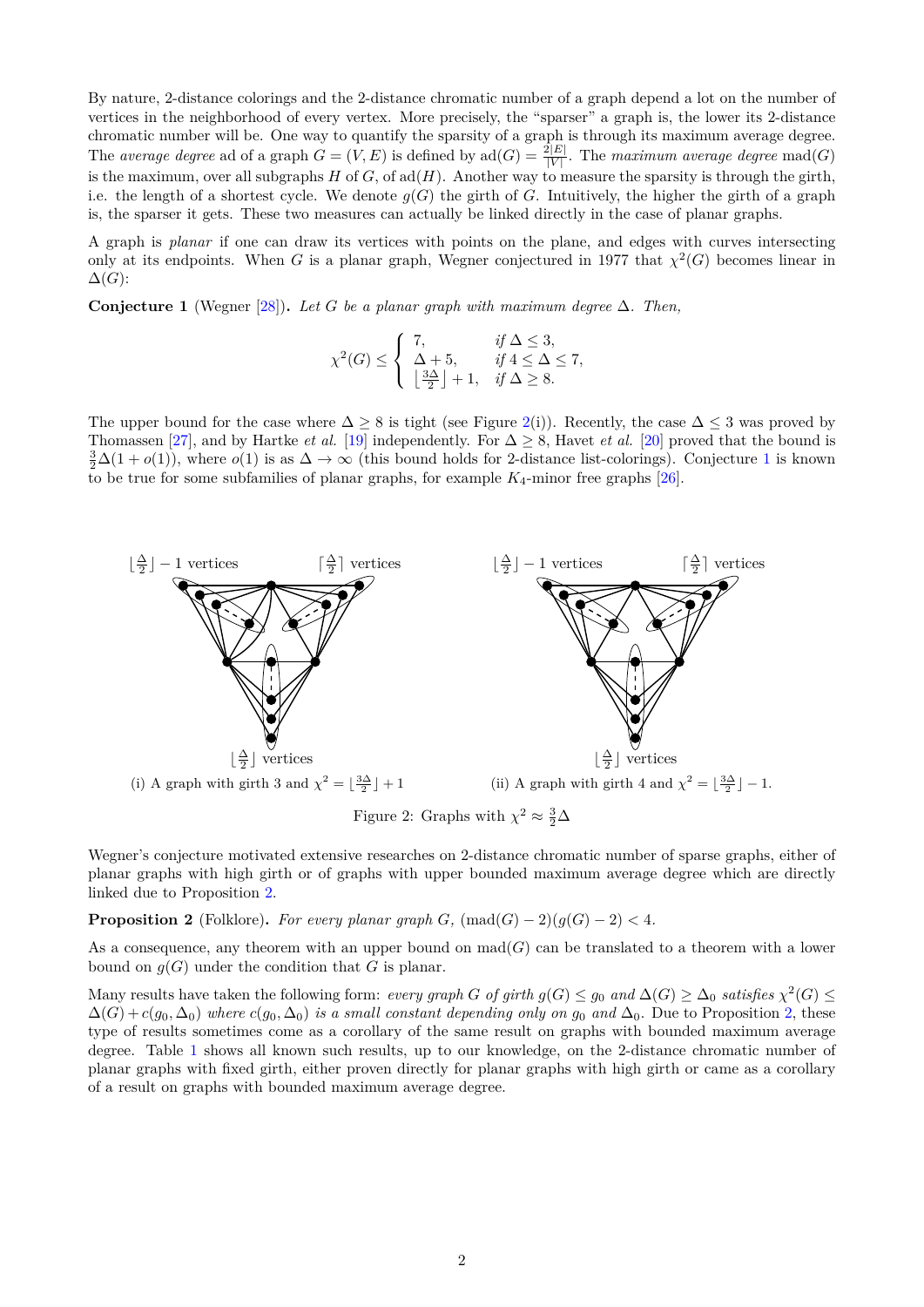By nature, 2-distance colorings and the 2-distance chromatic number of a graph depend a lot on the number of vertices in the neighborhood of every vertex. More precisely, the "sparser" a graph is, the lower its 2-distance chromatic number will be. One way to quantify the sparsity of a graph is through its maximum average degree. The *average degree* ad of a graph $G = (V, E)$ is defined by $\text{ad}(G) = \frac{2|E|}{|V|}$. The *maximum average degree* $\text{mad}(G)$ is the maximum, over all subgraphs $H$ of $G$, of $\text{ad}(H)$. Another way to measure the sparsity is through the girth, i.e. the length of a shortest cycle. We denote $g(G)$ the girth of $G$. Intuitively, the higher the girth of a graph is, the sparser it gets. These two measures can actually be linked directly in the case of planar graphs.

A graph is *planar* if one can draw its vertices with points on the plane, and edges with curves intersecting only at its endpoints. When $G$ is a planar graph, Wegner conjectured in 1977 that $\chi^2(G)$ becomes linear in $\Delta(G)$:

**Conjecture 1** (Wegner [28])**.** *Let $G$ be a planar graph with maximum degree $\Delta$. Then,*

$$\chi^2(G) \leq \begin{cases} 7, & \text{if } \Delta \leq 3, \\ \Delta + 5, & \text{if } 4 \leq \Delta \leq 7, \\ \left\lfloor \frac{3\Delta}{2} \right\rfloor + 1, & \text{if } \Delta \geq 8. \end{cases}$$

The upper bound for the case where $\Delta \geq 8$ is tight (see Figure 2(i)). Recently, the case $\Delta \leq 3$ was proved by Thomassen [27], and by Hartke *et al.* [19] independently. For $\Delta \geq 8$, Havet *et al.* [20] proved that the bound is $\frac{3}{2}\Delta(1 + o(1))$, where $o(1)$ is as $\Delta \to \infty$ (this bound holds for 2-distance list-colorings). Conjecture 1 is known to be true for some subfamilies of planar graphs, for example $K_4$-minor free graphs [26].

(i) A graph with girth 3 and $\chi^2 = \lfloor \frac{3\Delta}{2} \rfloor + 1$

(ii) A graph with girth 4 and $\chi^2 = \lfloor \frac{3\Delta}{2} \rfloor - 1$.

Figure 2: Graphs with $\chi^2 \approx \frac{3}{2}\Delta$

Wegner's conjecture motivated extensive researches on 2-distance chromatic number of sparse graphs, either of planar graphs with high girth or of graphs with upper bounded maximum average degree which are directly linked due to Proposition 2.

**Proposition 2** (Folklore)**.** *For every planar graph $G$, $(\text{mad}(G) - 2)(g(G) - 2) < 4$.*

As a consequence, any theorem with an upper bound on $\text{mad}(G)$ can be translated to a theorem with a lower bound on $g(G)$ under the condition that $G$ is planar.

Many results have taken the following form: *every graph $G$ of girth $g(G) \leq g_0$ and $\Delta(G) \geq \Delta_0$ satisfies $\chi^2(G) \leq \Delta(G) + c(g_0, \Delta_0)$ where $c(g_0, \Delta_0)$ is a small constant depending only on $g_0$ and $\Delta_0$.* Due to Proposition 2, these type of results sometimes come as a corollary of the same result on graphs with bounded maximum average degree. Table 1 shows all known such results, up to our knowledge, on the 2-distance chromatic number of planar graphs with fixed girth, either proven directly for planar graphs with high girth or came as a corollary of a result on graphs with bounded maximum average degree.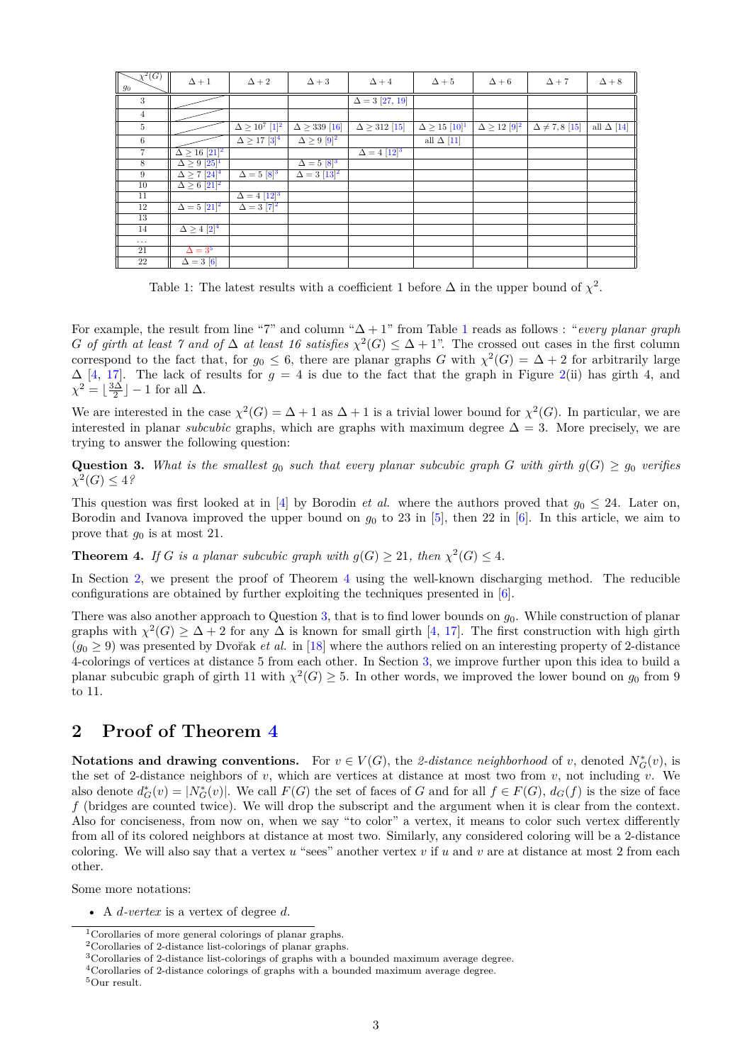| $g_0$ \ $\chi^2(G)$ | $\Delta+1$ | $\Delta+2$ | $\Delta+3$ | $\Delta+4$ | $\Delta+5$ | $\Delta+6$ | $\Delta+7$ | $\Delta+8$ |
|---|---|---|---|---|---|---|---|---|
| 3 | | | | $\Delta=3$ [27, 19] | | | | |
| 4 | | | | | | | | |
| 5 | | $\Delta \geq 10^7$ [1][2] | $\Delta \geq 339$ [16] | $\Delta \geq 312$ [15] | $\Delta \geq 15$ [10][1] | $\Delta \geq 12$ [9][2] | $\Delta \neq 7, 8$ [15] | all $\Delta$ [14] |
| 6 | | $\Delta \geq 17$ [3][4] | $\Delta \geq 9$ [9][2] | | all $\Delta$ [11] | | | |
| 7 | $\Delta \geq 16$ [21][2] | | | $\Delta=4$ [12][3] | | | | |
| 8 | $\Delta \geq 9$ [25][1] | | $\Delta=5$ [8][3] | | | | | |
| 9 | $\Delta \geq 7$ [24][4] | $\Delta=5$ [8][3] | $\Delta=3$ [13][2] | | | | | |
| 10 | $\Delta \geq 6$ [21][2] | | | | | | | |
| 11 | | $\Delta=4$ [12][3] | | | | | | |
| 12 | $\Delta=5$ [21][2] | $\Delta=3$ [7][2] | | | | | | |
| 13 | | | | | | | | |
| 14 | $\Delta \geq 4$ [2][4] | | | | | | | |
| ... | | | | | | | | |
| 21 | $\Delta=3$[5] | | | | | | | |
| 22 | $\Delta=3$ [6] | | | | | | | |

Table 1: The latest results with a coefficient 1 before $\Delta$ in the upper bound of $\chi^2$.

For example, the result from line "7" and column "$\Delta+1$" from Table 1 reads as follows : "*every planar graph $G$ of girth at least 7 and of $\Delta$ at least 16 satisfies $\chi^2(G) \leq \Delta+1$*". The crossed out cases in the first column correspond to the fact that, for $g_0 \leq 6$, there are planar graphs $G$ with $\chi^2(G) = \Delta+2$ for arbitrarily large $\Delta$ [4, 17]. The lack of results for $g = 4$ is due to the fact that the graph in Figure 2(ii) has girth 4, and $\chi^2 = \lfloor \frac{3\Delta}{2} \rfloor - 1$ for all $\Delta$.

We are interested in the case $\chi^2(G) = \Delta+1$ as $\Delta+1$ is a trivial lower bound for $\chi^2(G)$. In particular, we are interested in planar *subcubic* graphs, which are graphs with maximum degree $\Delta = 3$. More precisely, we are trying to answer the following question:

**Question 3.** *What is the smallest $g_0$ such that every planar subcubic graph $G$ with girth $g(G) \geq g_0$ verifies $\chi^2(G) \leq 4$?*

This question was first looked at in [4] by Borodin *et al.* where the authors proved that $g_0 \leq 24$. Later on, Borodin and Ivanova improved the upper bound on $g_0$ to 23 in [5], then 22 in [6]. In this article, we aim to prove that $g_0$ is at most 21.

**Theorem 4.** *If $G$ is a planar subcubic graph with $g(G) \geq 21$, then $\chi^2(G) \leq 4$.*

In Section 2, we present the proof of Theorem 4 using the well-known discharging method. The reducible configurations are obtained by further exploiting the techniques presented in [6].

There was also another approach to Question 3, that is to find lower bounds on $g_0$. While construction of planar graphs with $\chi^2(G) \geq \Delta+2$ for any $\Delta$ is known for small girth [4, 17]. The first construction with high girth ($g_0 \geq 9$) was presented by Dvořak *et al.* in [18] where the authors relied on an interesting property of 2-distance 4-colorings of vertices at distance 5 from each other. In Section 3, we improve further upon this idea to build a planar subcubic graph of girth 11 with $\chi^2(G) \geq 5$. In other words, we improved the lower bound on $g_0$ from 9 to 11.

## 2 Proof of Theorem 4

**Notations and drawing conventions.** For $v \in V(G)$, the *2-distance neighborhood* of $v$, denoted $N^*_G(v)$, is the set of 2-distance neighbors of $v$, which are vertices at distance at most two from $v$, not including $v$. We also denote $d^*_G(v) = |N^*_G(v)|$. We call $F(G)$ the set of faces of $G$ and for all $f \in F(G)$, $d_G(f)$ is the size of face $f$ (bridges are counted twice). We will drop the subscript and the argument when it is clear from the context. Also for conciseness, from now on, when we say "to color" a vertex, it means to color such vertex differently from all of its colored neighbors at distance at most two. Similarly, any considered coloring will be a 2-distance coloring. We will also say that a vertex $u$ "sees" another vertex $v$ if $u$ and $v$ are at distance at most 2 from each other.

Some more notations:

- A *$d$-vertex* is a vertex of degree $d$.

[1] Corollaries of more general colorings of planar graphs.
[2] Corollaries of 2-distance list-colorings of planar graphs.
[3] Corollaries of 2-distance list-colorings of graphs with a bounded maximum average degree.
[4] Corollaries of 2-distance colorings of graphs with a bounded maximum average degree.
[5] Our result.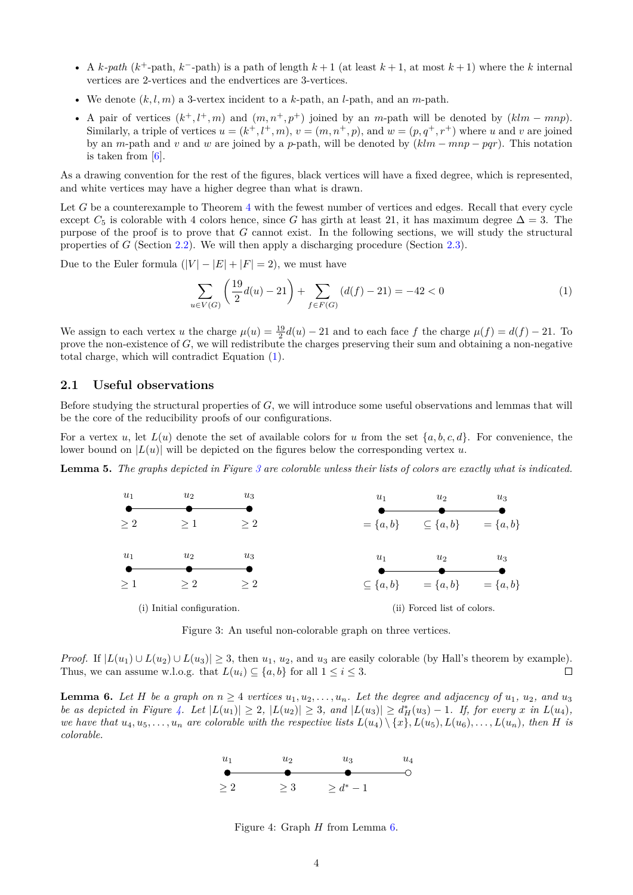- A *k-path* ($k^+$-path, $k^-$-path) is a path of length $k+1$ (at least $k+1$, at most $k+1$) where the $k$ internal vertices are 2-vertices and the endvertices are 3-vertices.
- We denote $(k, l, m)$ a 3-vertex incident to a $k$-path, an $l$-path, and an $m$-path.
- A pair of vertices $(k^+, l^+, m)$ and $(m, n^+, p^+)$ joined by an $m$-path will be denoted by $(klm - mnp)$. Similarly, a triple of vertices $u = (k^+, l^+, m)$, $v = (m, n^+, p)$, and $w = (p, q^+, r^+)$ where $u$ and $v$ are joined by an $m$-path and $v$ and $w$ are joined by a $p$-path, will be denoted by $(klm - mnp - pqr)$. This notation is taken from [6].

As a drawing convention for the rest of the figures, black vertices will have a fixed degree, which is represented, and white vertices may have a higher degree than what is drawn.

Let $G$ be a counterexample to Theorem 4 with the fewest number of vertices and edges. Recall that every cycle except $C_5$ is colorable with 4 colors hence, since $G$ has girth at least 21, it has maximum degree $\Delta = 3$. The purpose of the proof is to prove that $G$ cannot exist. In the following sections, we will study the structural properties of $G$ (Section 2.2). We will then apply a discharging procedure (Section 2.3).

Due to the Euler formula ($|V| - |E| + |F| = 2$), we must have

$$\sum_{u \in V(G)} \left( \frac{19}{2} d(u) - 21 \right) + \sum_{f \in F(G)} (d(f) - 21) = -42 < 0 \tag{1}$$

We assign to each vertex $u$ the charge $\mu(u) = \frac{19}{2} d(u) - 21$ and to each face $f$ the charge $\mu(f) = d(f) - 21$. To prove the non-existence of $G$, we will redistribute the charges preserving their sum and obtaining a non-negative total charge, which will contradict Equation (1).

## 2.1 Useful observations

Before studying the structural properties of $G$, we will introduce some useful observations and lemmas that will be the core of the reducibility proofs of our configurations.

For a vertex $u$, let $L(u)$ denote the set of available colors for $u$ from the set $\{a, b, c, d\}$. For convenience, the lower bound on $|L(u)|$ will be depicted on the figures below the corresponding vertex $u$.

**Lemma 5.** *The graphs depicted in Figure 3 are colorable unless their lists of colors are exactly what is indicated.*

(i) Initial configuration: path $u_1 u_2 u_3$ with $\geq 2$, $\geq 1$, $\geq 2$; and path $u_1 u_2 u_3$ with $\geq 1$, $\geq 2$, $\geq 2$.

(ii) Forced list of colors: $= \{a,b\}$, $\subseteq \{a,b\}$, $= \{a,b\}$; and $\subseteq \{a,b\}$, $= \{a,b\}$, $= \{a,b\}$.

Figure 3: An useful non-colorable graph on three vertices.

*Proof.* If $|L(u_1) \cup L(u_2) \cup L(u_3)| \geq 3$, then $u_1$, $u_2$, and $u_3$ are easily colorable (by Hall's theorem by example). Thus, we can assume w.l.o.g. that $L(u_i) \subseteq \{a, b\}$ for all $1 \leq i \leq 3$. $\square$

**Lemma 6.** *Let $H$ be a graph on $n \geq 4$ vertices $u_1, u_2, \ldots, u_n$. Let the degree and adjacency of $u_1$, $u_2$, and $u_3$ be as depicted in Figure 4. Let $|L(u_1)| \geq 2$, $|L(u_2)| \geq 3$, and $|L(u_3)| \geq d_H^*(u_3) - 1$. If, for every $x$ in $L(u_4)$, we have that $u_4, u_5, \ldots, u_n$ are colorable with the respective lists $L(u_4) \setminus \{x\}, L(u_5), L(u_6), \ldots, L(u_n)$, then $H$ is colorable.*

Path $u_1 u_2 u_3 u_4$ with $\geq 2$, $\geq 3$, $\geq d^* - 1$ ($u_4$ white).

Figure 4: Graph $H$ from Lemma 6.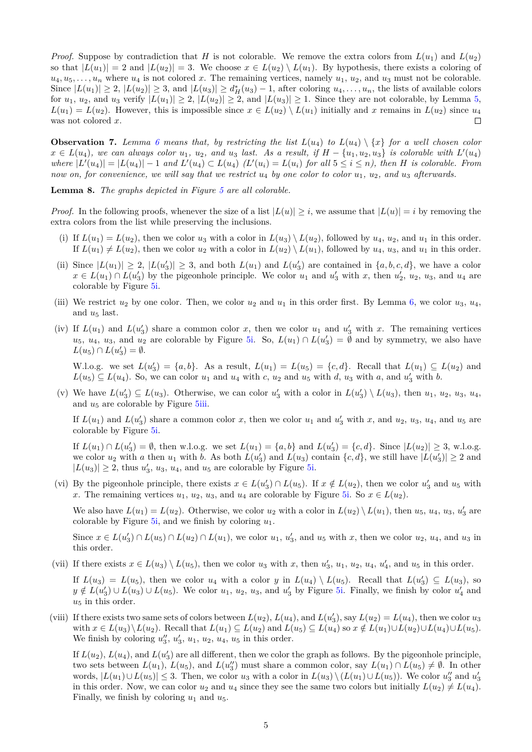*Proof.* Suppose by contradiction that $H$ is not colorable. We remove the extra colors from $L(u_1)$ and $L(u_2)$ so that $|L(u_1)| = 2$ and $|L(u_2)| = 3$. We choose $x \in L(u_2) \setminus L(u_1)$. By hypothesis, there exists a coloring of $u_4, u_5, \ldots, u_n$ where $u_4$ is not colored $x$. The remaining vertices, namely $u_1$, $u_2$, and $u_3$ must not be colorable. Since $|L(u_1)| \geq 2$, $|L(u_2)| \geq 3$, and $|L(u_3)| \geq d^*_H(u_3) - 1$, after coloring $u_4, \ldots, u_n$, the lists of available colors for $u_1$, $u_2$, and $u_3$ verify $|L(u_1)| \geq 2$, $|L(u_2)| \geq 2$, and $|L(u_3)| \geq 1$. Since they are not colorable, by Lemma 5, $L(u_1) = L(u_2)$. However, this is impossible since $x \in L(u_2) \setminus L(u_1)$ initially and $x$ remains in $L(u_2)$ since $u_4$ was not colored $x$. □

**Observation 7.** *Lemma 6 means that, by restricting the list $L(u_4)$ to $L(u_4) \setminus \{x\}$ for a well chosen color $x \in L(u_4)$, we can always color $u_1$, $u_2$, and $u_3$ last. As a result, if $H - \{u_1, u_2, u_3\}$ is colorable with $L'(u_4)$ where $|L'(u_4)| = |L(u_4)| - 1$ and $L'(u_4) \subset L(u_4)$ ($L'(u_i) = L(u_i)$ for all $5 \leq i \leq n$), then $H$ is colorable. From now on, for convenience, we will say that we restrict $u_4$ by one color to color $u_1$, $u_2$, and $u_3$ afterwards.*

**Lemma 8.** *The graphs depicted in Figure 5 are all colorable.*

*Proof.* In the following proofs, whenever the size of a list $|L(u)| \geq i$, we assume that $|L(u)| = i$ by removing the extra colors from the list while preserving the inclusions.

(i) If $L(u_1) = L(u_2)$, then we color $u_3$ with a color in $L(u_3) \setminus L(u_2)$, followed by $u_4$, $u_2$, and $u_1$ in this order. If $L(u_1) \neq L(u_2)$, then we color $u_2$ with a color in $L(u_2) \setminus L(u_1)$, followed by $u_4$, $u_3$, and $u_1$ in this order.

(ii) Since $|L(u_1)| \geq 2$, $|L(u'_3)| \geq 3$, and both $L(u_1)$ and $L(u'_3)$ are contained in $\{a, b, c, d\}$, we have a color $x \in L(u_1) \cap L(u'_3)$ by the pigeonhole principle. We color $u_1$ and $u'_3$ with $x$, then $u'_2$, $u_2$, $u_3$, and $u_4$ are colorable by Figure 5i.

(iii) We restrict $u_2$ by one color. Then, we color $u_2$ and $u_1$ in this order first. By Lemma 6, we color $u_3$, $u_4$, and $u_5$ last.

(iv) If $L(u_1)$ and $L(u'_3)$ share a common color $x$, then we color $u_1$ and $u'_3$ with $x$. The remaining vertices $u_5$, $u_4$, $u_3$, and $u_2$ are colorable by Figure 5i. So, $L(u_1) \cap L(u'_3) = \emptyset$ and by symmetry, we also have $L(u_5) \cap L(u'_3) = \emptyset$.

W.l.o.g. we set $L(u'_3) = \{a, b\}$. As a result, $L(u_1) = L(u_5) = \{c, d\}$. Recall that $L(u_1) \subseteq L(u_2)$ and $L(u_5) \subseteq L(u_4)$. So, we can color $u_1$ and $u_4$ with $c$, $u_2$ and $u_5$ with $d$, $u_3$ with $a$, and $u'_3$ with $b$.

(v) We have $L(u'_3) \subseteq L(u_3)$. Otherwise, we can color $u'_3$ with a color in $L(u'_3) \setminus L(u_3)$, then $u_1$, $u_2$, $u_3$, $u_4$, and $u_5$ are colorable by Figure 5iii.

If $L(u_1)$ and $L(u'_3)$ share a common color $x$, then we color $u_1$ and $u'_3$ with $x$, and $u_2$, $u_3$, $u_4$, and $u_5$ are colorable by Figure 5i.

If $L(u_1) \cap L(u'_3) = \emptyset$, then w.l.o.g. we set $L(u_1) = \{a, b\}$ and $L(u'_3) = \{c, d\}$. Since $|L(u_2)| \geq 3$, w.l.o.g. we color $u_2$ with $a$ then $u_1$ with $b$. As both $L(u'_3)$ and $L(u_3)$ contain $\{c, d\}$, we still have $|L(u'_3)| \geq 2$ and $|L(u_3)| \geq 2$, thus $u'_3$, $u_3$, $u_4$, and $u_5$ are colorable by Figure 5i.

(vi) By the pigeonhole principle, there exists $x \in L(u'_3) \cap L(u_5)$. If $x \notin L(u_2)$, then we color $u'_3$ and $u_5$ with $x$. The remaining vertices $u_1$, $u_2$, $u_3$, and $u_4$ are colorable by Figure 5i. So $x \in L(u_2)$.

We also have $L(u_1) = L(u_2)$. Otherwise, we color $u_2$ with a color in $L(u_2) \setminus L(u_1)$, then $u_5$, $u_4$, $u_3$, $u'_3$ are colorable by Figure 5i, and we finish by coloring $u_1$.

Since $x \in L(u'_3) \cap L(u_5) \cap L(u_2) \cap L(u_1)$, we color $u_1$, $u'_3$, and $u_5$ with $x$, then we color $u_2$, $u_4$, and $u_3$ in this order.

(vii) If there exists $x \in L(u_3) \setminus L(u_5)$, then we color $u_3$ with $x$, then $u'_3$, $u_1$, $u_2$, $u_4$, $u'_4$, and $u_5$ in this order.

If $L(u_3) = L(u_5)$, then we color $u_4$ with a color $y$ in $L(u_4) \setminus L(u_5)$. Recall that $L(u'_3) \subseteq L(u_3)$, so $y \notin L(u'_3) \cup L(u_3) \cup L(u_5)$. We color $u_1$, $u_2$, $u_3$, and $u'_3$ by Figure 5i. Finally, we finish by color $u'_4$ and $u_5$ in this order.

(viii) If there exists two same sets of colors between $L(u_2)$, $L(u_4)$, and $L(u'_3)$, say $L(u_2) = L(u_4)$, then we color $u_3$ with $x \in L(u_3) \setminus L(u_2)$. Recall that $L(u_1) \subseteq L(u_2)$ and $L(u_5) \subseteq L(u_4)$ so $x \notin L(u_1) \cup L(u_2) \cup L(u_4) \cup L(u_5)$. We finish by coloring $u''_3$, $u'_3$, $u_1$, $u_2$, $u_4$, $u_5$ in this order.

If $L(u_2)$, $L(u_4)$, and $L(u'_3)$ are all different, then we color the graph as follows. By the pigeonhole principle, two sets between $L(u_1)$, $L(u_5)$, and $L(u''_3)$ must share a common color, say $L(u_1) \cap L(u_5) \neq \emptyset$. In other words, $|L(u_1) \cup L(u_5)| \leq 3$. Then, we color $u_3$ with a color in $L(u_3) \setminus (L(u_1) \cup L(u_5))$. We color $u''_3$ and $u'_3$ in this order. Now, we can color $u_2$ and $u_4$ since they see the same two colors but initially $L(u_2) \neq L(u_4)$. Finally, we finish by coloring $u_1$ and $u_5$.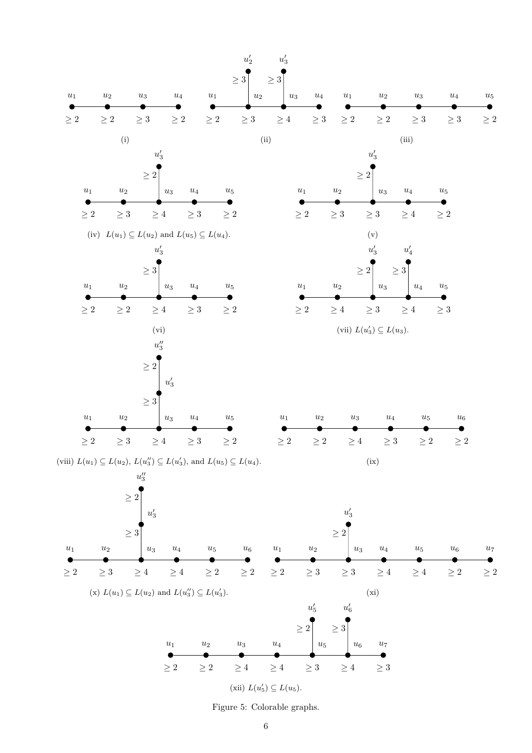(i)

(ii)

(iii)

(iv) $L(u_1) \subseteq L(u_2)$ and $L(u_5) \subseteq L(u_4)$.

(v)

(vi)

(vii) $L(u_3') \subseteq L(u_3)$.

(viii) $L(u_1) \subseteq L(u_2)$, $L(u_3'') \subseteq L(u_3')$, and $L(u_5) \subseteq L(u_4)$.

(ix)

(x) $L(u_1) \subseteq L(u_2)$ and $L(u_3'') \subseteq L(u_3')$.

(xi)

(xii) $L(u_5') \subseteq L(u_5)$.

Figure 5: Colorable graphs.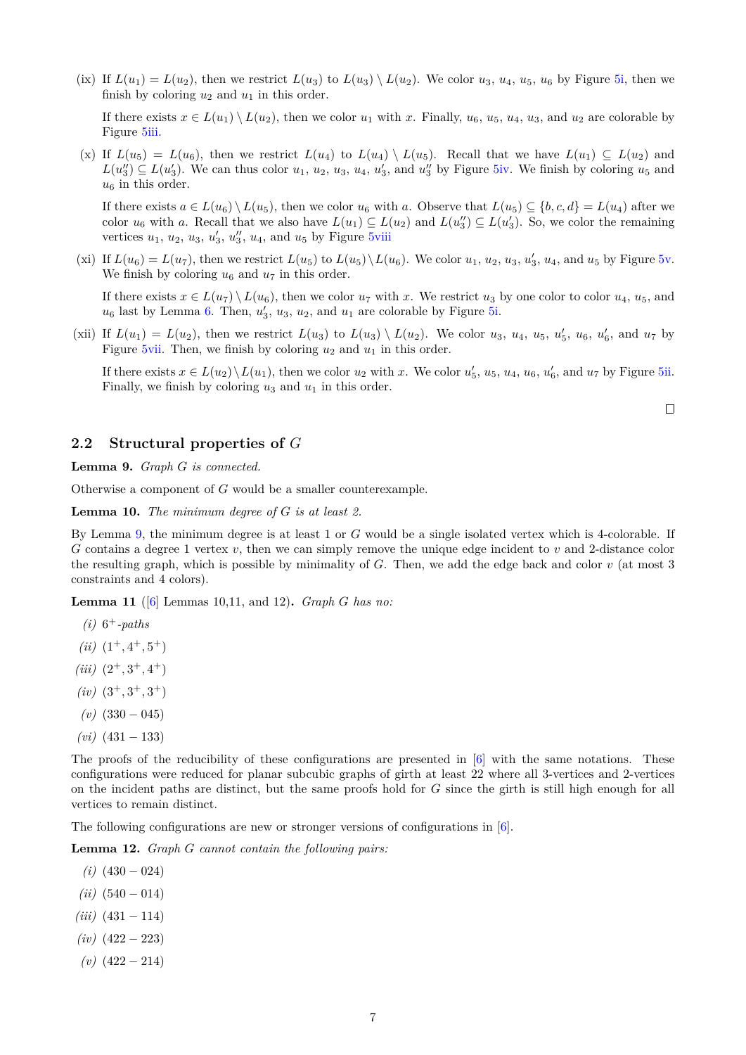(ix) If $L(u_1) = L(u_2)$, then we restrict $L(u_3)$ to $L(u_3) \setminus L(u_2)$. We color $u_3$, $u_4$, $u_5$, $u_6$ by Figure 5i, then we finish by coloring $u_2$ and $u_1$ in this order.

If there exists $x \in L(u_1) \setminus L(u_2)$, then we color $u_1$ with $x$. Finally, $u_6$, $u_5$, $u_4$, $u_3$, and $u_2$ are colorable by Figure 5iii.

(x) If $L(u_5) = L(u_6)$, then we restrict $L(u_4)$ to $L(u_4) \setminus L(u_5)$. Recall that we have $L(u_1) \subseteq L(u_2)$ and $L(u_3'') \subseteq L(u_3')$. We can thus color $u_1$, $u_2$, $u_3$, $u_4$, $u_3'$, and $u_3''$ by Figure 5iv. We finish by coloring $u_5$ and $u_6$ in this order.

If there exists $a \in L(u_6) \setminus L(u_5)$, then we color $u_6$ with $a$. Observe that $L(u_5) \subseteq \{b, c, d\} = L(u_4)$ after we color $u_6$ with $a$. Recall that we also have $L(u_1) \subseteq L(u_2)$ and $L(u_3'') \subseteq L(u_3')$. So, we color the remaining vertices $u_1$, $u_2$, $u_3$, $u_3'$, $u_3''$, $u_4$, and $u_5$ by Figure 5viii

(xi) If $L(u_6) = L(u_7)$, then we restrict $L(u_5)$ to $L(u_5) \setminus L(u_6)$. We color $u_1$, $u_2$, $u_3$, $u_3'$, $u_4$, and $u_5$ by Figure 5v. We finish by coloring $u_6$ and $u_7$ in this order.

If there exists $x \in L(u_7) \setminus L(u_6)$, then we color $u_7$ with $x$. We restrict $u_3$ by one color to color $u_4$, $u_5$, and $u_6$ last by Lemma 6. Then, $u_3'$, $u_3$, $u_2$, and $u_1$ are colorable by Figure 5i.

(xii) If $L(u_1) = L(u_2)$, then we restrict $L(u_3)$ to $L(u_3) \setminus L(u_2)$. We color $u_3$, $u_4$, $u_5$, $u_5'$, $u_6$, $u_6'$, and $u_7$ by Figure 5vii. Then, we finish by coloring $u_2$ and $u_1$ in this order.

If there exists $x \in L(u_2) \setminus L(u_1)$, then we color $u_2$ with $x$. We color $u_5'$, $u_5$, $u_4$, $u_6$, $u_6'$, and $u_7$ by Figure 5ii. Finally, we finish by coloring $u_3$ and $u_1$ in this order.

□

## 2.2 Structural properties of $G$

**Lemma 9.** *Graph $G$ is connected.*

Otherwise a component of $G$ would be a smaller counterexample.

**Lemma 10.** *The minimum degree of $G$ is at least 2.*

By Lemma 9, the minimum degree is at least 1 or $G$ would be a single isolated vertex which is 4-colorable. If $G$ contains a degree 1 vertex $v$, then we can simply remove the unique edge incident to $v$ and 2-distance color the resulting graph, which is possible by minimality of $G$. Then, we add the edge back and color $v$ (at most 3 constraints and 4 colors).

**Lemma 11** ([6] Lemmas 10,11, and 12)**.** *Graph $G$ has no:*

*(i)* *$6^+$-paths*

*(ii)* $(1^+, 4^+, 5^+)$

*(iii)* $(2^+, 3^+, 4^+)$

*(iv)* $(3^+, 3^+, 3^+)$

*(v)* $(330 - 045)$

*(vi)* $(431 - 133)$

The proofs of the reducibility of these configurations are presented in [6] with the same notations. These configurations were reduced for planar subcubic graphs of girth at least 22 where all 3-vertices and 2-vertices on the incident paths are distinct, but the same proofs hold for $G$ since the girth is still high enough for all vertices to remain distinct.

The following configurations are new or stronger versions of configurations in [6].

**Lemma 12.** *Graph $G$ cannot contain the following pairs:*

*(i)* $(430 - 024)$

*(ii)* $(540 - 014)$

*(iii)* $(431 - 114)$

*(iv)* $(422 - 223)$

*(v)* $(422 - 214)$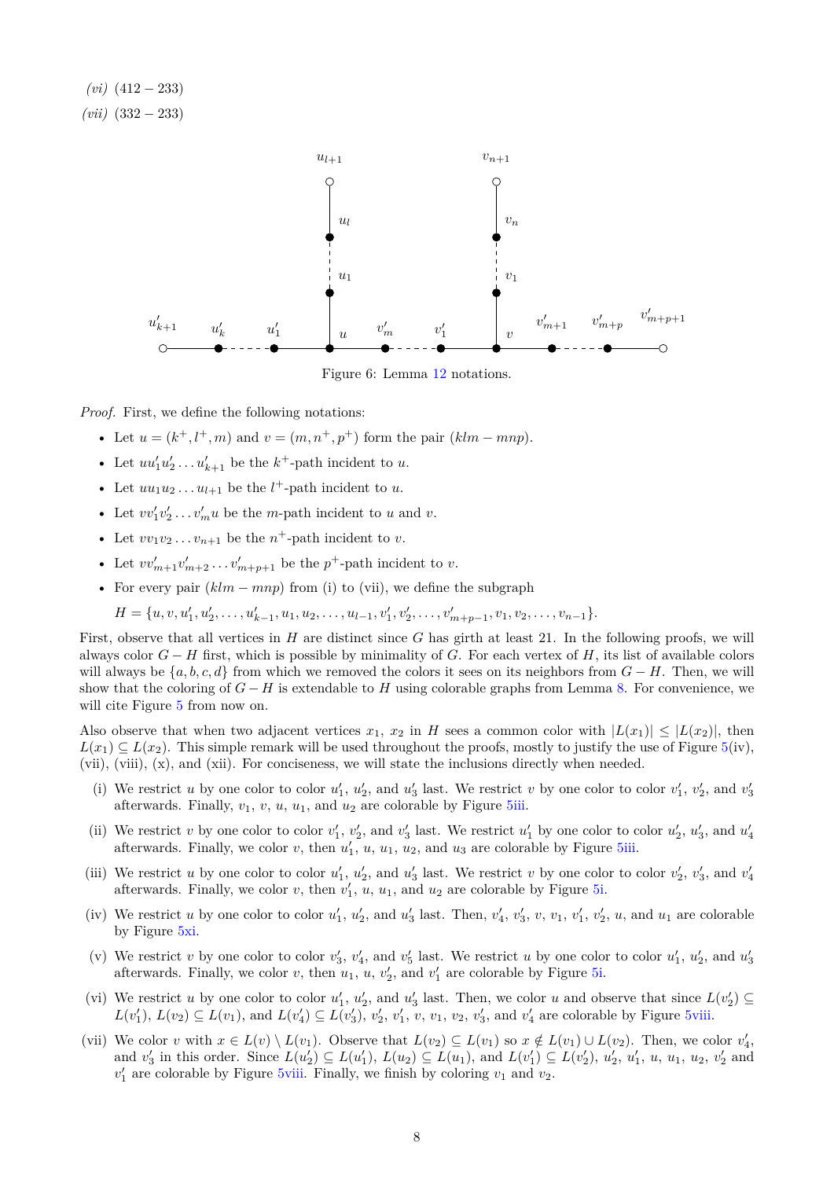*(vi)* $(412-233)$

*(vii)* $(332-233)$

Figure 6: Lemma 12 notations.

*Proof.* First, we define the following notations:

- Let $u = (k^+, l^+, m)$ and $v = (m, n^+, p^+)$ form the pair $(klm - mnp)$.
- Let $uu'_1u'_2\dots u'_{k+1}$ be the $k^+$-path incident to $u$.
- Let $uu_1u_2\dots u_{l+1}$ be the $l^+$-path incident to $u$.
- Let $vv'_1v'_2\dots v'_m u$ be the $m$-path incident to $u$ and $v$.
- Let $vv_1v_2\dots v_{n+1}$ be the $n^+$-path incident to $v$.
- Let $vv'_{m+1}v'_{m+2}\dots v'_{m+p+1}$ be the $p^+$-path incident to $v$.
- For every pair $(klm - mnp)$ from (i) to (vii), we define the subgraph

  $H = \{u, v, u'_1, u'_2, \dots, u'_{k-1}, u_1, u_2, \dots, u_{l-1}, v'_1, v'_2, \dots, v'_{m+p-1}, v_1, v_2, \dots, v_{n-1}\}$.

First, observe that all vertices in $H$ are distinct since $G$ has girth at least 21. In the following proofs, we will always color $G - H$ first, which is possible by minimality of $G$. For each vertex of $H$, its list of available colors will always be $\{a, b, c, d\}$ from which we removed the colors it sees on its neighbors from $G - H$. Then, we will show that the coloring of $G - H$ is extendable to $H$ using colorable graphs from Lemma 8. For convenience, we will cite Figure 5 from now on.

Also observe that when two adjacent vertices $x_1$, $x_2$ in $H$ sees a common color with $|L(x_1)| \leq |L(x_2)|$, then $L(x_1) \subseteq L(x_2)$. This simple remark will be used throughout the proofs, mostly to justify the use of Figure 5(iv), (vii), (viii), (x), and (xii). For conciseness, we will state the inclusions directly when needed.

(i) We restrict $u$ by one color to color $u'_1$, $u'_2$, and $u'_3$ last. We restrict $v$ by one color to color $v'_1$, $v'_2$, and $v'_3$ afterwards. Finally, $v_1$, $v$, $u$, $u_1$, and $u_2$ are colorable by Figure 5iii.

(ii) We restrict $v$ by one color to color $v'_1$, $v'_2$, and $v'_3$ last. We restrict $u'_1$ by one color to color $u'_2$, $u'_3$, and $u'_4$ afterwards. Finally, we color $v$, then $u'_1$, $u$, $u_1$, $u_2$, and $u_3$ are colorable by Figure 5iii.

(iii) We restrict $u$ by one color to color $u'_1$, $u'_2$, and $u'_3$ last. We restrict $v$ by one color to color $v'_2$, $v'_3$, and $v'_4$ afterwards. Finally, we color $v$, then $v'_1$, $u$, $u_1$, and $u_2$ are colorable by Figure 5i.

(iv) We restrict $u$ by one color to color $u'_1$, $u'_2$, and $u'_3$ last. Then, $v'_4$, $v'_3$, $v$, $v_1$, $v'_1$, $v'_2$, $u$, and $u_1$ are colorable by Figure 5xi.

(v) We restrict $v$ by one color to color $v'_3$, $v'_4$, and $v'_5$ last. We restrict $u$ by one color to color $u'_1$, $u'_2$, and $u'_3$ afterwards. Finally, we color $v$, then $u_1$, $u$, $v'_2$, and $v'_1$ are colorable by Figure 5i.

(vi) We restrict $u$ by one color to color $u'_1$, $u'_2$, and $u'_3$ last. Then, we color $u$ and observe that since $L(v'_2) \subseteq L(v'_1)$, $L(v_2) \subseteq L(v_1)$, and $L(v'_4) \subseteq L(v'_3)$, $v'_2$, $v'_1$, $v$, $v_1$, $v_2$, $v'_3$, and $v'_4$ are colorable by Figure 5viii.

(vii) We color $v$ with $x \in L(v) \setminus L(v_1)$. Observe that $L(v_2) \subseteq L(v_1)$ so $x \notin L(v_1) \cup L(v_2)$. Then, we color $v'_4$, and $v'_3$ in this order. Since $L(u'_2) \subseteq L(u'_1)$, $L(u_2) \subseteq L(u_1)$, and $L(v'_1) \subseteq L(v'_2)$, $u'_2$, $u'_1$, $u$, $u_1$, $u_2$, $v'_2$ and $v'_1$ are colorable by Figure 5viii. Finally, we finish by coloring $v_1$ and $v_2$.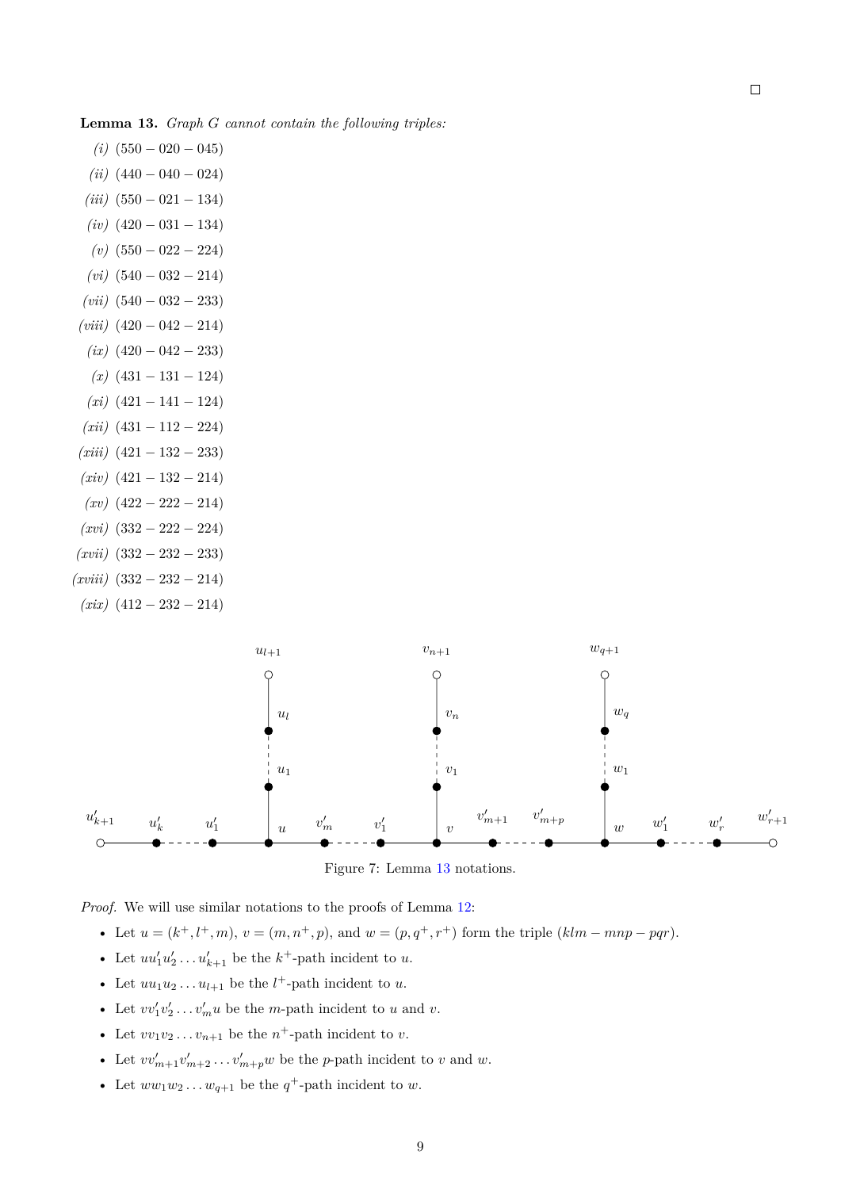□

**Lemma 13.** *Graph G cannot contain the following triples:*

*(i)* $(550 - 020 - 045)$

*(ii)* $(440 - 040 - 024)$

*(iii)* $(550 - 021 - 134)$

*(iv)* $(420 - 031 - 134)$

*(v)* $(550 - 022 - 224)$

*(vi)* $(540 - 032 - 214)$

*(vii)* $(540 - 032 - 233)$

*(viii)* $(420 - 042 - 214)$

*(ix)* $(420 - 042 - 233)$

*(x)* $(431 - 131 - 124)$

*(xi)* $(421 - 141 - 124)$

*(xii)* $(431 - 112 - 224)$

*(xiii)* $(421 - 132 - 233)$

*(xiv)* $(421 - 132 - 214)$

*(xv)* $(422 - 222 - 214)$

*(xvi)* $(332 - 222 - 224)$

*(xvii)* $(332 - 232 - 233)$

*(xviii)* $(332 - 232 - 214)$

*(xix)* $(412 - 232 - 214)$

Figure 7: Lemma 13 notations.

*Proof.* We will use similar notations to the proofs of Lemma 12:

- Let $u = (k^+, l^+, m)$, $v = (m, n^+, p)$, and $w = (p, q^+, r^+)$ form the triple $(klm - mnp - pqr)$.
- Let $uu'_1u'_2 \dots u'_{k+1}$ be the $k^+$-path incident to $u$.
- Let $uu_1u_2 \dots u_{l+1}$ be the $l^+$-path incident to $u$.
- Let $vv'_1v'_2 \dots v'_m u$ be the $m$-path incident to $u$ and $v$.
- Let $vv_1v_2 \dots v_{n+1}$ be the $n^+$-path incident to $v$.
- Let $vv'_{m+1}v'_{m+2} \dots v'_{m+p}w$ be the $p$-path incident to $v$ and $w$.
- Let $ww_1w_2 \dots w_{q+1}$ be the $q^+$-path incident to $w$.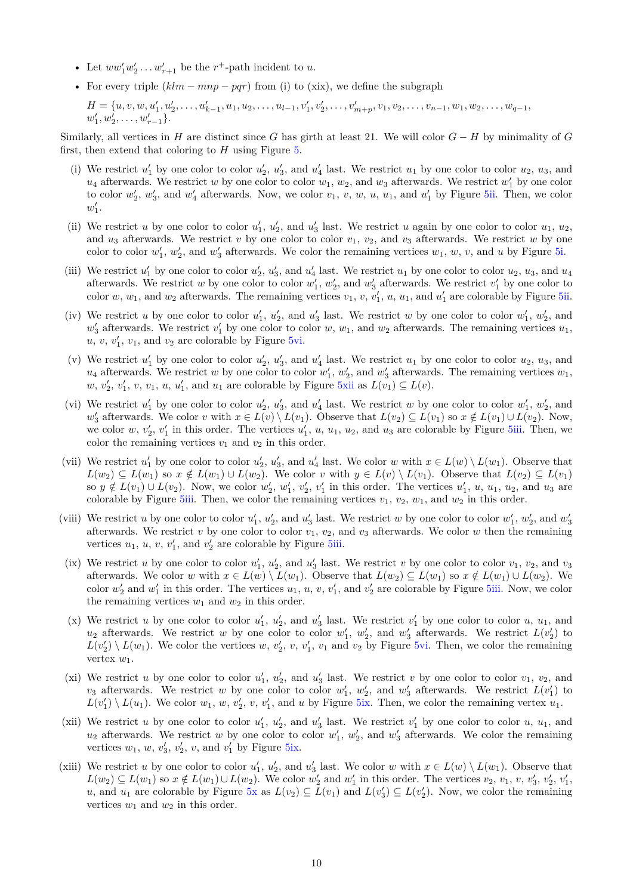- Let $ww'_1w'_2\dots w'_{r+1}$ be the $r^+$-path incident to $u$.
- For every triple $(klm - mnp - pqr)$ from (i) to (xix), we define the subgraph

  $H = \{u, v, w, u'_1, u'_2, \dots, u'_{k-1}, u_1, u_2, \dots, u_{l-1}, v'_1, v'_2, \dots, v'_{m+p}, v_1, v_2, \dots, v_{n-1}, w_1, w_2, \dots, w_{q-1}, w'_1, w'_2, \dots, w'_{r-1}\}$.

Similarly, all vertices in $H$ are distinct since $G$ has girth at least 21. We will color $G - H$ by minimality of $G$ first, then extend that coloring to $H$ using Figure 5.

(i) We restrict $u'_1$ by one color to color $u'_2$, $u'_3$, and $u'_4$ last. We restrict $u_1$ by one color to color $u_2$, $u_3$, and $u_4$ afterwards. We restrict $w$ by one color to color $w_1$, $w_2$, and $w_3$ afterwards. We restrict $w'_1$ by one color to color $w'_2$, $w'_3$, and $w'_4$ afterwards. Now, we color $v_1$, $v$, $w$, $u$, $u_1$, and $u'_1$ by Figure 5ii. Then, we color $w'_1$.

(ii) We restrict $u$ by one color to color $u'_1$, $u'_2$, and $u'_3$ last. We restrict $u$ again by one color to color $u_1$, $u_2$, and $u_3$ afterwards. We restrict $v$ by one color to color $v_1$, $v_2$, and $v_3$ afterwards. We restrict $w$ by one color to color $w'_1$, $w'_2$, and $w'_3$ afterwards. We color the remaining vertices $w_1$, $w$, $v$, and $u$ by Figure 5i.

(iii) We restrict $u'_1$ by one color to color $u'_2$, $u'_3$, and $u'_4$ last. We restrict $u_1$ by one color to color $u_2$, $u_3$, and $u_4$ afterwards. We restrict $w$ by one color to color $w'_1$, $w'_2$, and $w'_3$ afterwards. We restrict $v'_1$ by one color to color $w$, $w_1$, and $w_2$ afterwards. The remaining vertices $v_1$, $v$, $v'_1$, $u$, $u_1$, and $u'_1$ are colorable by Figure 5ii.

(iv) We restrict $u$ by one color to color $u'_1$, $u'_2$, and $u'_3$ last. We restrict $w$ by one color to color $w'_1$, $w'_2$, and $w'_3$ afterwards. We restrict $v'_1$ by one color to color $w$, $w_1$, and $w_2$ afterwards. The remaining vertices $u_1$, $u$, $v$, $v'_1$, $v_1$, and $v_2$ are colorable by Figure 5vi.

(v) We restrict $u'_1$ by one color to color $u'_2$, $u'_3$, and $u'_4$ last. We restrict $u_1$ by one color to color $u_2$, $u_3$, and $u_4$ afterwards. We restrict $w$ by one color to color $w'_1$, $w'_2$, and $w'_3$ afterwards. The remaining vertices $w_1$, $w$, $v'_2$, $v'_1$, $v$, $v_1$, $u$, $u'_1$, and $u_1$ are colorable by Figure 5xii as $L(v_1) \subseteq L(v)$.

(vi) We restrict $u'_1$ by one color to color $u'_2$, $u'_3$, and $u'_4$ last. We restrict $w$ by one color to color $w'_1$, $w'_2$, and $w'_3$ afterwards. We color $v$ with $x \in L(v) \setminus L(v_1)$. Observe that $L(v_2) \subseteq L(v_1)$ so $x \notin L(v_1) \cup L(v_2)$. Now, we color $w$, $v'_2$, $v'_1$ in this order. The vertices $u'_1$, $u$, $u_1$, $u_2$, and $u_3$ are colorable by Figure 5iii. Then, we color the remaining vertices $v_1$ and $v_2$ in this order.

(vii) We restrict $u'_1$ by one color to color $u'_2$, $u'_3$, and $u'_4$ last. We color $w$ with $x \in L(w) \setminus L(w_1)$. Observe that $L(w_2) \subseteq L(w_1)$ so $x \notin L(w_1) \cup L(w_2)$. We color $v$ with $y \in L(v) \setminus L(v_1)$. Observe that $L(v_2) \subseteq L(v_1)$ so $y \notin L(v_1) \cup L(v_2)$. Now, we color $w'_2$, $w'_1$, $v'_2$, $v'_1$ in this order. The vertices $u'_1$, $u$, $u_1$, $u_2$, and $u_3$ are colorable by Figure 5iii. Then, we color the remaining vertices $v_1$, $v_2$, $w_1$, and $w_2$ in this order.

(viii) We restrict $u$ by one color to color $u'_1$, $u'_2$, and $u'_3$ last. We restrict $w$ by one color to color $w'_1$, $w'_2$, and $w'_3$ afterwards. We restrict $v$ by one color to color $v_1$, $v_2$, and $v_3$ afterwards. We color $w$ then the remaining vertices $u_1$, $u$, $v$, $v'_1$, and $v'_2$ are colorable by Figure 5iii.

(ix) We restrict $u$ by one color to color $u'_1$, $u'_2$, and $u'_3$ last. We restrict $v$ by one color to color $v_1$, $v_2$, and $v_3$ afterwards. We color $w$ with $x \in L(w) \setminus L(w_1)$. Observe that $L(w_2) \subseteq L(w_1)$ so $x \notin L(w_1) \cup L(w_2)$. We color $w'_2$ and $w'_1$ in this order. The vertices $u_1$, $u$, $v$, $v'_1$, and $v'_2$ are colorable by Figure 5iii. Now, we color the remaining vertices $w_1$ and $w_2$ in this order.

(x) We restrict $u$ by one color to color $u'_1$, $u'_2$, and $u'_3$ last. We restrict $v'_1$ by one color to color $u$, $u_1$, and $u_2$ afterwards. We restrict $w$ by one color to color $w'_1$, $w'_2$, and $w'_3$ afterwards. We restrict $L(v'_2)$ to $L(v'_2) \setminus L(w_1)$. We color the vertices $w$, $v'_2$, $v$, $v'_1$, $v_1$ and $v_2$ by Figure 5vi. Then, we color the remaining vertex $w_1$.

(xi) We restrict $u$ by one color to color $u'_1$, $u'_2$, and $u'_3$ last. We restrict $v$ by one color to color $v_1$, $v_2$, and $v_3$ afterwards. We restrict $w$ by one color to color $w'_1$, $w'_2$, and $w'_3$ afterwards. We restrict $L(v'_1)$ to $L(v'_1) \setminus L(u_1)$. We color $w_1$, $w$, $v'_2$, $v$, $v'_1$, and $u$ by Figure 5ix. Then, we color the remaining vertex $u_1$.

(xii) We restrict $u$ by one color to color $u'_1$, $u'_2$, and $u'_3$ last. We restrict $v'_1$ by one color to color $u$, $u_1$, and $u_2$ afterwards. We restrict $w$ by one color to color $w'_1$, $w'_2$, and $w'_3$ afterwards. We color the remaining vertices $w_1$, $w$, $v'_3$, $v'_2$, $v$, and $v'_1$ by Figure 5ix.

(xiii) We restrict $u$ by one color to color $u'_1$, $u'_2$, and $u'_3$ last. We color $w$ with $x \in L(w) \setminus L(w_1)$. Observe that $L(w_2) \subseteq L(w_1)$ so $x \notin L(w_1) \cup L(w_2)$. We color $w'_2$ and $w'_1$ in this order. The vertices $v_2$, $v_1$, $v$, $v'_3$, $v'_2$, $v'_1$, $u$, and $u_1$ are colorable by Figure 5x as $L(v_2) \subseteq L(v_1)$ and $L(v'_3) \subseteq L(v'_2)$. Now, we color the remaining vertices $w_1$ and $w_2$ in this order.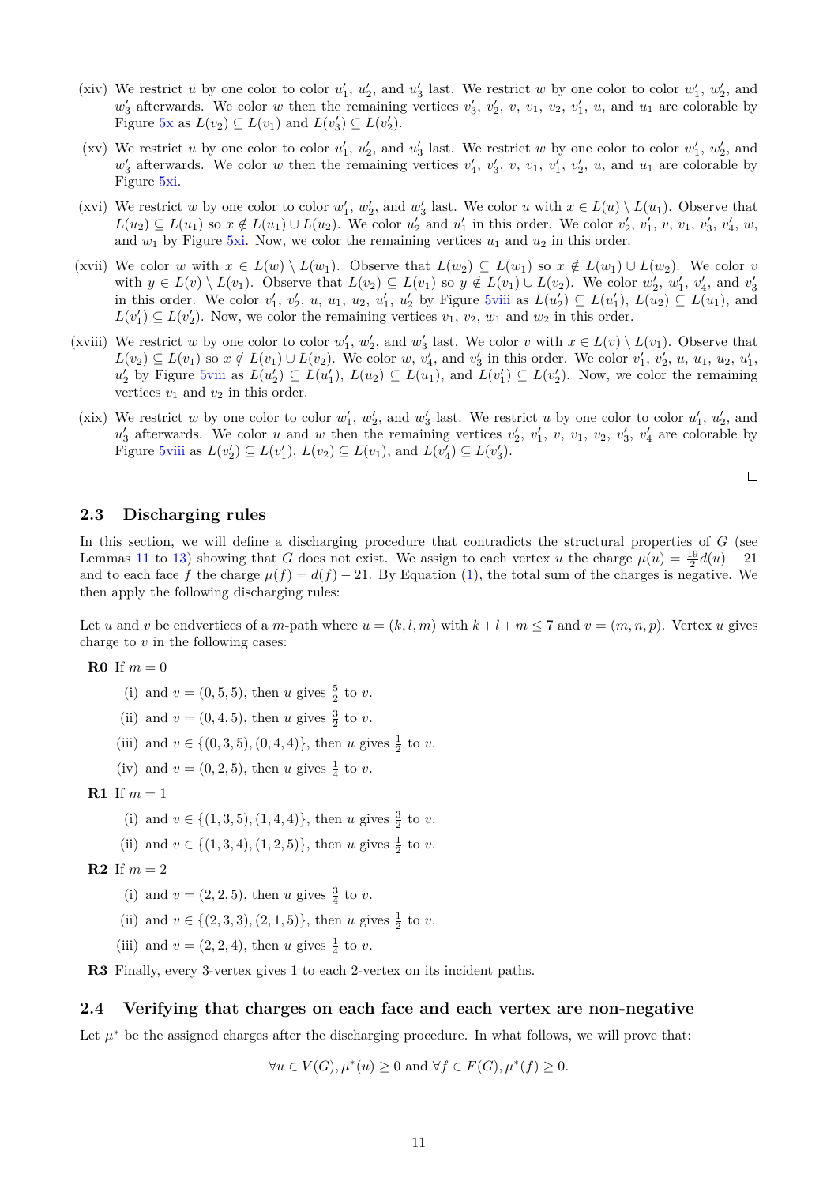(xiv) We restrict $u$ by one color to color $u'_1$, $u'_2$, and $u'_3$ last. We restrict $w$ by one color to color $w'_1$, $w'_2$, and $w'_3$ afterwards. We color $w$ then the remaining vertices $v'_3$, $v'_2$, $v$, $v_1$, $v_2$, $v'_1$, $u$, and $u_1$ are colorable by Figure 5x as $L(v_2) \subseteq L(v_1)$ and $L(v'_3) \subseteq L(v'_2)$.

(xv) We restrict $u$ by one color to color $u'_1$, $u'_2$, and $u'_3$ last. We restrict $w$ by one color to color $w'_1$, $w'_2$, and $w'_3$ afterwards. We color $w$ then the remaining vertices $v'_4$, $v'_3$, $v$, $v_1$, $v'_1$, $v'_2$, $u$, and $u_1$ are colorable by Figure 5xi.

(xvi) We restrict $w$ by one color to color $w'_1$, $w'_2$, and $w'_3$ last. We color $u$ with $x \in L(u) \setminus L(u_1)$. Observe that $L(u_2) \subseteq L(u_1)$ so $x \notin L(u_1) \cup L(u_2)$. We color $u'_2$ and $u'_1$ in this order. We color $v'_2$, $v'_1$, $v$, $v_1$, $v'_3$, $v'_4$, $w$, and $w_1$ by Figure 5xi. Now, we color the remaining vertices $u_1$ and $u_2$ in this order.

(xvii) We color $w$ with $x \in L(w) \setminus L(w_1)$. Observe that $L(w_2) \subseteq L(w_1)$ so $x \notin L(w_1) \cup L(w_2)$. We color $v$ with $y \in L(v) \setminus L(v_1)$. Observe that $L(v_2) \subseteq L(v_1)$ so $y \notin L(v_1) \cup L(v_2)$. We color $w'_2$, $w'_1$, $v'_4$, and $v'_3$ in this order. We color $v'_1$, $v'_2$, $u$, $u_1$, $u_2$, $u'_1$, $u'_2$ by Figure 5viii as $L(u'_2) \subseteq L(u'_1)$, $L(u_2) \subseteq L(u_1)$, and $L(v'_1) \subseteq L(v'_2)$. Now, we color the remaining vertices $v_1$, $v_2$, $w_1$ and $w_2$ in this order.

(xviii) We restrict $w$ by one color to color $w'_1$, $w'_2$, and $w'_3$ last. We color $v$ with $x \in L(v) \setminus L(v_1)$. Observe that $L(v_2) \subseteq L(v_1)$ so $x \notin L(v_1) \cup L(v_2)$. We color $w$, $v'_4$, and $v'_3$ in this order. We color $v'_1$, $v'_2$, $u$, $u_1$, $u_2$, $u'_1$, $u'_2$ by Figure 5viii as $L(u'_2) \subseteq L(u'_1)$, $L(u_2) \subseteq L(u_1)$, and $L(v'_1) \subseteq L(v'_2)$. Now, we color the remaining vertices $v_1$ and $v_2$ in this order.

(xix) We restrict $w$ by one color to color $w'_1$, $w'_2$, and $w'_3$ last. We restrict $u$ by one color to color $u'_1$, $u'_2$, and $u'_3$ afterwards. We color $u$ and $w$ then the remaining vertices $v'_2$, $v'_1$, $v$, $v_1$, $v_2$, $v'_3$, $v'_4$ are colorable by Figure 5viii as $L(v'_2) \subseteq L(v'_1)$, $L(v_2) \subseteq L(v_1)$, and $L(v'_4) \subseteq L(v'_3)$.

□

### 2.3 Discharging rules

In this section, we will define a discharging procedure that contradicts the structural properties of $G$ (see Lemmas 11 to 13) showing that $G$ does not exist. We assign to each vertex $u$ the charge $\mu(u) = \frac{19}{2}d(u) - 21$ and to each face $f$ the charge $\mu(f) = d(f) - 21$. By Equation (1), the total sum of the charges is negative. We then apply the following discharging rules:

Let $u$ and $v$ be endvertices of a $m$-path where $u = (k, l, m)$ with $k + l + m \leq 7$ and $v = (m, n, p)$. Vertex $u$ gives charge to $v$ in the following cases:

**R0** If $m = 0$

- (i) and $v = (0, 5, 5)$, then $u$ gives $\frac{5}{2}$ to $v$.
- (ii) and $v = (0, 4, 5)$, then $u$ gives $\frac{3}{2}$ to $v$.
- (iii) and $v \in \{(0, 3, 5), (0, 4, 4)\}$, then $u$ gives $\frac{1}{2}$ to $v$.
- (iv) and $v = (0, 2, 5)$, then $u$ gives $\frac{1}{4}$ to $v$.

**R1** If $m = 1$

- (i) and $v \in \{(1, 3, 5), (1, 4, 4)\}$, then $u$ gives $\frac{3}{2}$ to $v$.
- (ii) and $v \in \{(1, 3, 4), (1, 2, 5)\}$, then $u$ gives $\frac{1}{2}$ to $v$.

**R2** If $m = 2$

- (i) and $v = (2, 2, 5)$, then $u$ gives $\frac{3}{4}$ to $v$.
- (ii) and $v \in \{(2, 3, 3), (2, 1, 5)\}$, then $u$ gives $\frac{1}{2}$ to $v$.
- (iii) and $v = (2, 2, 4)$, then $u$ gives $\frac{1}{4}$ to $v$.

**R3** Finally, every 3-vertex gives 1 to each 2-vertex on its incident paths.

### 2.4 Verifying that charges on each face and each vertex are non-negative

Let $\mu^*$ be the assigned charges after the discharging procedure. In what follows, we will prove that:

$$\forall u \in V(G), \mu^*(u) \geq 0 \text{ and } \forall f \in F(G), \mu^*(f) \geq 0.$$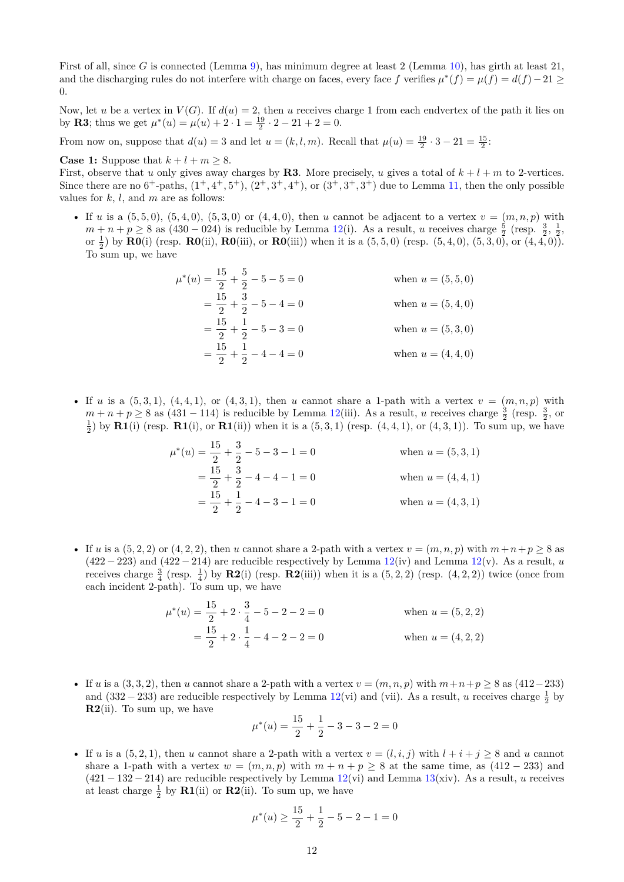First of all, since $G$ is connected (Lemma 9), has minimum degree at least 2 (Lemma 10), has girth at least 21, and the discharging rules do not interfere with charge on faces, every face $f$ verifies $\mu^*(f) = \mu(f) = d(f) - 21 \geq 0$.

Now, let $u$ be a vertex in $V(G)$. If $d(u) = 2$, then $u$ receives charge 1 from each endvertex of the path it lies on by **R3**; thus we get $\mu^*(u) = \mu(u) + 2 \cdot 1 = \frac{19}{2} \cdot 2 - 21 + 2 = 0$.

From now on, suppose that $d(u) = 3$ and let $u = (k, l, m)$. Recall that $\mu(u) = \frac{19}{2} \cdot 3 - 21 = \frac{15}{2}$:

**Case 1:** Suppose that $k + l + m \geq 8$.
First, observe that $u$ only gives away charges by **R3**. More precisely, $u$ gives a total of $k + l + m$ to 2-vertices. Since there are no $6^+$-paths, $(1^+, 4^+, 5^+)$, $(2^+, 3^+, 4^+)$, or $(3^+, 3^+, 3^+)$ due to Lemma 11, then the only possible values for $k$, $l$, and $m$ are as follows:

- If $u$ is a $(5, 5, 0)$, $(5, 4, 0)$, $(5, 3, 0)$ or $(4, 4, 0)$, then $u$ cannot be adjacent to a vertex $v = (m, n, p)$ with $m + n + p \geq 8$ as $(430 - 024)$ is reducible by Lemma 12(i). As a result, $u$ receives charge $\frac{5}{2}$ (resp. $\frac{3}{2}$, $\frac{1}{2}$, or $\frac{1}{2}$) by **R0**(i) (resp. **R0**(ii), **R0**(iii), or **R0**(iii)) when it is a $(5, 5, 0)$ (resp. $(5, 4, 0)$, $(5, 3, 0)$, or $(4, 4, 0)$). To sum up, we have

$$\begin{aligned}
\mu^*(u) &= \frac{15}{2} + \frac{5}{2} - 5 - 5 = 0 && \text{when } u = (5, 5, 0)\\
&= \frac{15}{2} + \frac{3}{2} - 5 - 4 = 0 && \text{when } u = (5, 4, 0)\\
&= \frac{15}{2} + \frac{1}{2} - 5 - 3 = 0 && \text{when } u = (5, 3, 0)\\
&= \frac{15}{2} + \frac{1}{2} - 4 - 4 = 0 && \text{when } u = (4, 4, 0)
\end{aligned}$$

- If $u$ is a $(5, 3, 1)$, $(4, 4, 1)$, or $(4, 3, 1)$, then $u$ cannot share a 1-path with a vertex $v = (m, n, p)$ with $m + n + p \geq 8$ as $(431 - 114)$ is reducible by Lemma 12(iii). As a result, $u$ receives charge $\frac{3}{2}$ (resp. $\frac{3}{2}$, or $\frac{1}{2}$) by **R1**(i) (resp. **R1**(i), or **R1**(ii)) when it is a $(5, 3, 1)$ (resp. $(4, 4, 1)$, or $(4, 3, 1)$). To sum up, we have

$$\begin{aligned}
\mu^*(u) &= \frac{15}{2} + \frac{3}{2} - 5 - 3 - 1 = 0 && \text{when } u = (5, 3, 1)\\
&= \frac{15}{2} + \frac{3}{2} - 4 - 4 - 1 = 0 && \text{when } u = (4, 4, 1)\\
&= \frac{15}{2} + \frac{1}{2} - 4 - 3 - 1 = 0 && \text{when } u = (4, 3, 1)
\end{aligned}$$

- If $u$ is a $(5, 2, 2)$ or $(4, 2, 2)$, then $u$ cannot share a 2-path with a vertex $v = (m, n, p)$ with $m + n + p \geq 8$ as $(422 - 223)$ and $(422 - 214)$ are reducible respectively by Lemma 12(iv) and Lemma 12(v). As a result, $u$ receives charge $\frac{3}{4}$ (resp. $\frac{1}{4}$) by **R2**(i) (resp. **R2**(iii)) when it is a $(5, 2, 2)$ (resp. $(4, 2, 2)$) twice (once from each incident 2-path). To sum up, we have

$$\begin{aligned}
\mu^*(u) &= \frac{15}{2} + 2 \cdot \frac{3}{4} - 5 - 2 - 2 = 0 && \text{when } u = (5, 2, 2)\\
&= \frac{15}{2} + 2 \cdot \frac{1}{4} - 4 - 2 - 2 = 0 && \text{when } u = (4, 2, 2)
\end{aligned}$$

- If $u$ is a $(3, 3, 2)$, then $u$ cannot share a 2-path with a vertex $v = (m, n, p)$ with $m + n + p \geq 8$ as $(412 - 233)$ and $(332 - 233)$ are reducible respectively by Lemma 12(vi) and (vii). As a result, $u$ receives charge $\frac{1}{2}$ by **R2**(ii). To sum up, we have

$$\mu^*(u) = \frac{15}{2} + \frac{1}{2} - 3 - 3 - 2 = 0$$

- If $u$ is a $(5, 2, 1)$, then $u$ cannot share a 2-path with a vertex $v = (l, i, j)$ with $l + i + j \geq 8$ and $u$ cannot share a 1-path with a vertex $w = (m, n, p)$ with $m + n + p \geq 8$ at the same time, as $(412 - 233)$ and $(421 - 132 - 214)$ are reducible respectively by Lemma 12(vi) and Lemma 13(xiv). As a result, $u$ receives at least charge $\frac{1}{2}$ by **R1**(ii) or **R2**(ii). To sum up, we have

$$\mu^*(u) \geq \frac{15}{2} + \frac{1}{2} - 5 - 2 - 1 = 0$$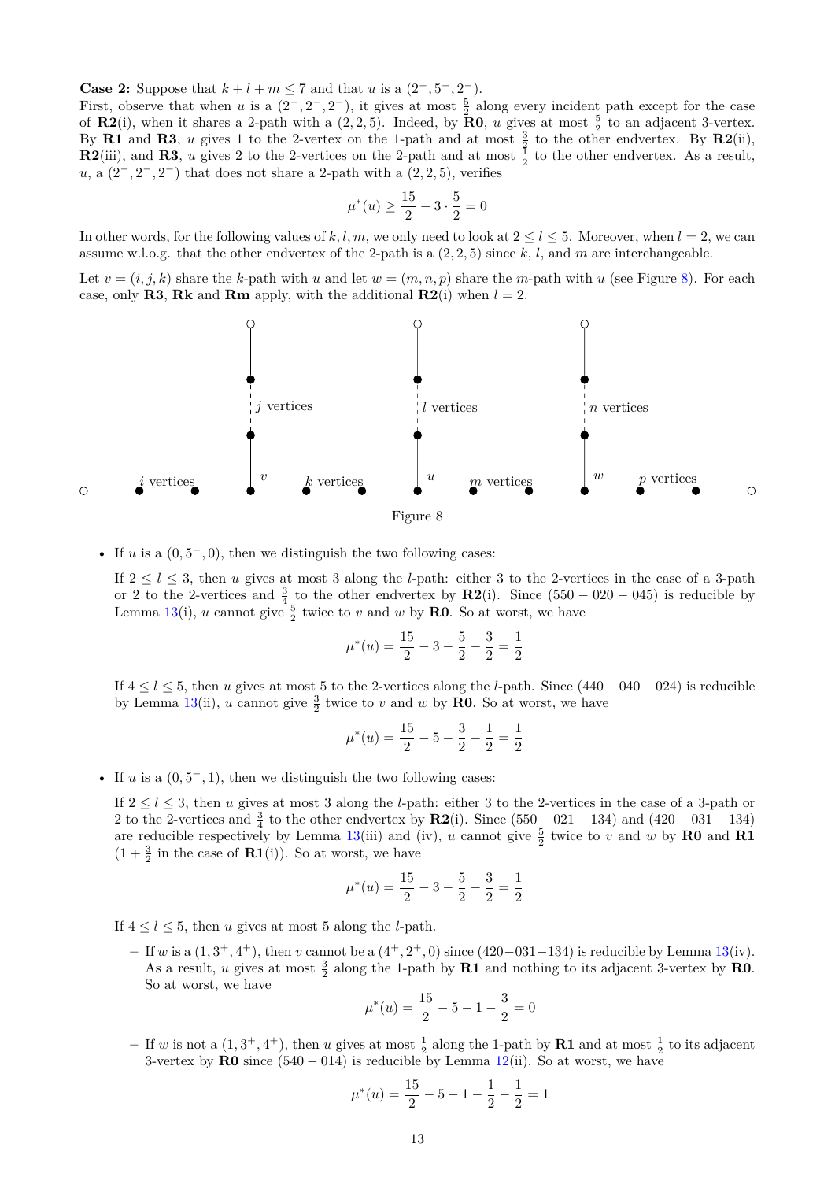**Case 2:** Suppose that $k + l + m \leq 7$ and that $u$ is a $(2^-, 5^-, 2^-)$.

First, observe that when $u$ is a $(2^-, 2^-, 2^-)$, it gives at most $\frac{5}{2}$ along every incident path except for the case of **R2**(i), when it shares a 2-path with a $(2, 2, 5)$. Indeed, by **R0**, $u$ gives at most $\frac{5}{2}$ to an adjacent 3-vertex. By **R1** and **R3**, $u$ gives 1 to the 2-vertex on the 1-path and at most $\frac{3}{2}$ to the other endvertex. By **R2**(ii), **R2**(iii), and **R3**, $u$ gives 2 to the 2-vertices on the 2-path and at most $\frac{1}{2}$ to the other endvertex. As a result, $u$, a $(2^-, 2^-, 2^-)$ that does not share a 2-path with a $(2, 2, 5)$, verifies

$$\mu^*(u) \geq \frac{15}{2} - 3 \cdot \frac{5}{2} = 0$$

In other words, for the following values of $k, l, m$, we only need to look at $2 \leq l \leq 5$. Moreover, when $l = 2$, we can assume w.l.o.g. that the other endvertex of the 2-path is a $(2, 2, 5)$ since $k$, $l$, and $m$ are interchangeable.

Let $v = (i, j, k)$ share the $k$-path with $u$ and let $w = (m, n, p)$ share the $m$-path with $u$ (see Figure 8). For each case, only **R3**, **Rk** and **Rm** apply, with the additional **R2**(i) when $l = 2$.

Figure 8

- If $u$ is a $(0, 5^-, 0)$, then we distinguish the two following cases:

  If $2 \leq l \leq 3$, then $u$ gives at most 3 along the $l$-path: either 3 to the 2-vertices in the case of a 3-path or 2 to the 2-vertices and $\frac{3}{4}$ to the other endvertex by **R2**(i). Since $(550 - 020 - 045)$ is reducible by Lemma 13(i), $u$ cannot give $\frac{5}{2}$ twice to $v$ and $w$ by **R0**. So at worst, we have

  $$\mu^*(u) = \frac{15}{2} - 3 - \frac{5}{2} - \frac{3}{2} = \frac{1}{2}$$

  If $4 \leq l \leq 5$, then $u$ gives at most 5 to the 2-vertices along the $l$-path. Since $(440 - 040 - 024)$ is reducible by Lemma 13(ii), $u$ cannot give $\frac{3}{2}$ twice to $v$ and $w$ by **R0**. So at worst, we have

  $$\mu^*(u) = \frac{15}{2} - 5 - \frac{3}{2} - \frac{1}{2} = \frac{1}{2}$$

- If $u$ is a $(0, 5^-, 1)$, then we distinguish the two following cases:

  If $2 \leq l \leq 3$, then $u$ gives at most 3 along the $l$-path: either 3 to the 2-vertices in the case of a 3-path or 2 to the 2-vertices and $\frac{3}{4}$ to the other endvertex by **R2**(i). Since $(550 - 021 - 134)$ and $(420 - 031 - 134)$ are reducible respectively by Lemma 13(iii) and (iv), $u$ cannot give $\frac{5}{2}$ twice to $v$ and $w$ by **R0** and **R1** ($1 + \frac{3}{2}$ in the case of **R1**(i)). So at worst, we have

  $$\mu^*(u) = \frac{15}{2} - 3 - \frac{5}{2} - \frac{3}{2} = \frac{1}{2}$$

  If $4 \leq l \leq 5$, then $u$ gives at most 5 along the $l$-path.

  - If $w$ is a $(1, 3^+, 4^+)$, then $v$ cannot be a $(4^+, 2^+, 0)$ since $(420 - 031 - 134)$ is reducible by Lemma 13(iv). As a result, $u$ gives at most $\frac{3}{2}$ along the 1-path by **R1** and nothing to its adjacent 3-vertex by **R0**. So at worst, we have

    $$\mu^*(u) = \frac{15}{2} - 5 - 1 - \frac{3}{2} = 0$$

  - If $w$ is not a $(1, 3^+, 4^+)$, then $u$ gives at most $\frac{1}{2}$ along the 1-path by **R1** and at most $\frac{1}{2}$ to its adjacent 3-vertex by **R0** since $(540 - 014)$ is reducible by Lemma 12(ii). So at worst, we have

    $$\mu^*(u) = \frac{15}{2} - 5 - 1 - \frac{1}{2} - \frac{1}{2} = 1$$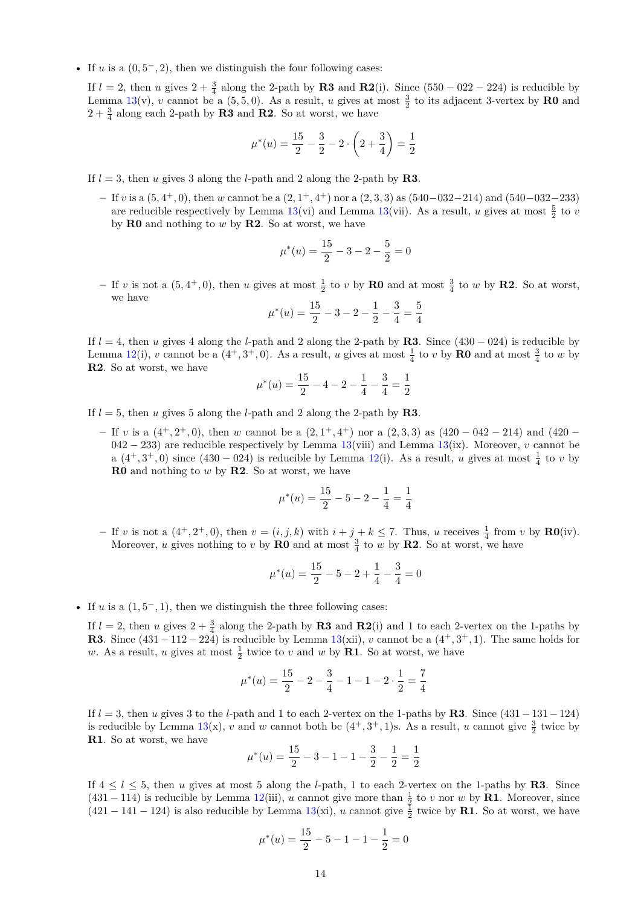- If $u$ is a $(0, 5^-, 2)$, then we distinguish the four following cases:

  If $l = 2$, then $u$ gives $2 + \frac{3}{4}$ along the 2-path by **R3** and **R2**(i). Since $(550 - 022 - 224)$ is reducible by Lemma 13(v), $v$ cannot be a $(5, 5, 0)$. As a result, $u$ gives at most $\frac{3}{2}$ to its adjacent 3-vertex by **R0** and $2 + \frac{3}{4}$ along each 2-path by **R3** and **R2**. So at worst, we have

  $$\mu^*(u) = \frac{15}{2} - \frac{3}{2} - 2 \cdot \left(2 + \frac{3}{4}\right) = \frac{1}{2}$$

  If $l = 3$, then $u$ gives 3 along the $l$-path and 2 along the 2-path by **R3**.

  - If $v$ is a $(5, 4^+, 0)$, then $w$ cannot be a $(2, 1^+, 4^+)$ nor a $(2, 3, 3)$ as $(540 - 032 - 214)$ and $(540 - 032 - 233)$ are reducible respectively by Lemma 13(vi) and Lemma 13(vii). As a result, $u$ gives at most $\frac{5}{2}$ to $v$ by **R0** and nothing to $w$ by **R2**. So at worst, we have

    $$\mu^*(u) = \frac{15}{2} - 3 - 2 - \frac{5}{2} = 0$$

  - If $v$ is not a $(5, 4^+, 0)$, then $u$ gives at most $\frac{1}{2}$ to $v$ by **R0** and at most $\frac{3}{4}$ to $w$ by **R2**. So at worst, we have

    $$\mu^*(u) = \frac{15}{2} - 3 - 2 - \frac{1}{2} - \frac{3}{4} = \frac{5}{4}$$

  If $l = 4$, then $u$ gives 4 along the $l$-path and 2 along the 2-path by **R3**. Since $(430 - 024)$ is reducible by Lemma 12(i), $v$ cannot be a $(4^+, 3^+, 0)$. As a result, $u$ gives at most $\frac{1}{4}$ to $v$ by **R0** and at most $\frac{3}{4}$ to $w$ by **R2**. So at worst, we have

  $$\mu^*(u) = \frac{15}{2} - 4 - 2 - \frac{1}{4} - \frac{3}{4} = \frac{1}{2}$$

  If $l = 5$, then $u$ gives 5 along the $l$-path and 2 along the 2-path by **R3**.

  - If $v$ is a $(4^+, 2^+, 0)$, then $w$ cannot be a $(2, 1^+, 4^+)$ nor a $(2, 3, 3)$ as $(420 - 042 - 214)$ and $(420 - 042 - 233)$ are reducible respectively by Lemma 13(viii) and Lemma 13(ix). Moreover, $v$ cannot be a $(4^+, 3^+, 0)$ since $(430 - 024)$ is reducible by Lemma 12(i). As a result, $u$ gives at most $\frac{1}{4}$ to $v$ by **R0** and nothing to $w$ by **R2**. So at worst, we have

    $$\mu^*(u) = \frac{15}{2} - 5 - 2 - \frac{1}{4} = \frac{1}{4}$$

  - If $v$ is not a $(4^+, 2^+, 0)$, then $v = (i, j, k)$ with $i + j + k \leq 7$. Thus, $u$ receives $\frac{1}{4}$ from $v$ by **R0**(iv). Moreover, $u$ gives nothing to $v$ by **R0** and at most $\frac{3}{4}$ to $w$ by **R2**. So at worst, we have

    $$\mu^*(u) = \frac{15}{2} - 5 - 2 + \frac{1}{4} - \frac{3}{4} = 0$$

- If $u$ is a $(1, 5^-, 1)$, then we distinguish the three following cases:

  If $l = 2$, then $u$ gives $2 + \frac{3}{4}$ along the 2-path by **R3** and **R2**(i) and 1 to each 2-vertex on the 1-paths by **R3**. Since $(431 - 112 - 224)$ is reducible by Lemma 13(xii), $v$ cannot be a $(4^+, 3^+, 1)$. The same holds for $w$. As a result, $u$ gives at most $\frac{1}{2}$ twice to $v$ and $w$ by **R1**. So at worst, we have

  $$\mu^*(u) = \frac{15}{2} - 2 - \frac{3}{4} - 1 - 1 - 2 \cdot \frac{1}{2} = \frac{7}{4}$$

  If $l = 3$, then $u$ gives 3 to the $l$-path and 1 to each 2-vertex on the 1-paths by **R3**. Since $(431 - 131 - 124)$ is reducible by Lemma 13(x), $v$ and $w$ cannot both be $(4^+, 3^+, 1)$s. As a result, $u$ cannot give $\frac{3}{2}$ twice by **R1**. So at worst, we have

  $$\mu^*(u) = \frac{15}{2} - 3 - 1 - 1 - \frac{3}{2} - \frac{1}{2} = \frac{1}{2}$$

  If $4 \leq l \leq 5$, then $u$ gives at most 5 along the $l$-path, 1 to each 2-vertex on the 1-paths by **R3**. Since $(431 - 114)$ is reducible by Lemma 12(iii), $u$ cannot give more than $\frac{1}{2}$ to $v$ nor $w$ by **R1**. Moreover, since $(421 - 141 - 124)$ is also reducible by Lemma 13(xi), $u$ cannot give $\frac{1}{2}$ twice by **R1**. So at worst, we have

  $$\mu^*(u) = \frac{15}{2} - 5 - 1 - 1 - \frac{1}{2} = 0$$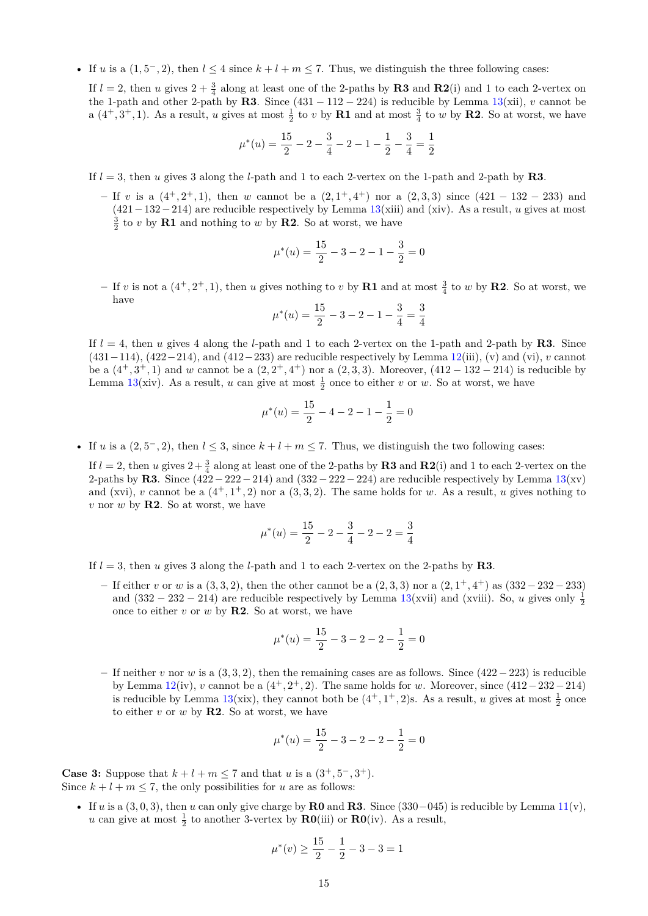- If $u$ is a $(1, 5^{-}, 2)$, then $l \leq 4$ since $k + l + m \leq 7$. Thus, we distinguish the three following cases:

  If $l = 2$, then $u$ gives $2 + \frac{3}{4}$ along at least one of the 2-paths by **R3** and **R2**(i) and 1 to each 2-vertex on the 1-path and other 2-path by **R3**. Since $(431 - 112 - 224)$ is reducible by Lemma 13(xii), $v$ cannot be a $(4^{+}, 3^{+}, 1)$. As a result, $u$ gives at most $\frac{1}{2}$ to $v$ by **R1** and at most $\frac{3}{4}$ to $w$ by **R2**. So at worst, we have

  $$\mu^{*}(u) = \frac{15}{2} - 2 - \frac{3}{4} - 2 - 1 - \frac{1}{2} - \frac{3}{4} = \frac{1}{2}$$

  If $l = 3$, then $u$ gives 3 along the $l$-path and 1 to each 2-vertex on the 1-path and 2-path by **R3**.

  - If $v$ is a $(4^{+}, 2^{+}, 1)$, then $w$ cannot be a $(2, 1^{+}, 4^{+})$ nor a $(2, 3, 3)$ since $(421 - 132 - 233)$ and $(421 - 132 - 214)$ are reducible respectively by Lemma 13(xiii) and (xiv). As a result, $u$ gives at most $\frac{3}{2}$ to $v$ by **R1** and nothing to $w$ by **R2**. So at worst, we have

    $$\mu^{*}(u) = \frac{15}{2} - 3 - 2 - 1 - \frac{3}{2} = 0$$

  - If $v$ is not a $(4^{+}, 2^{+}, 1)$, then $u$ gives nothing to $v$ by **R1** and at most $\frac{3}{4}$ to $w$ by **R2**. So at worst, we have

    $$\mu^{*}(u) = \frac{15}{2} - 3 - 2 - 1 - \frac{3}{4} = \frac{3}{4}$$

  If $l = 4$, then $u$ gives 4 along the $l$-path and 1 to each 2-vertex on the 1-path and 2-path by **R3**. Since $(431 - 114)$, $(422 - 214)$, and $(412 - 233)$ are reducible respectively by Lemma 12(iii), (v) and (vi), $v$ cannot be a $(4^{+}, 3^{+}, 1)$ and $w$ cannot be a $(2, 2^{+}, 4^{+})$ nor a $(2, 3, 3)$. Moreover, $(412 - 132 - 214)$ is reducible by Lemma 13(xiv). As a result, $u$ can give at most $\frac{1}{2}$ once to either $v$ or $w$. So at worst, we have

  $$\mu^{*}(u) = \frac{15}{2} - 4 - 2 - 1 - \frac{1}{2} = 0$$

- If $u$ is a $(2, 5^{-}, 2)$, then $l \leq 3$, since $k + l + m \leq 7$. Thus, we distinguish the two following cases:

  If $l = 2$, then $u$ gives $2 + \frac{3}{4}$ along at least one of the 2-paths by **R3** and **R2**(i) and 1 to each 2-vertex on the 2-paths by **R3**. Since $(422 - 222 - 214)$ and $(332 - 222 - 224)$ are reducible respectively by Lemma 13(xv) and (xvi), $v$ cannot be a $(4^{+}, 1^{+}, 2)$ nor a $(3, 3, 2)$. The same holds for $w$. As a result, $u$ gives nothing to $v$ nor $w$ by **R2**. So at worst, we have

  $$\mu^{*}(u) = \frac{15}{2} - 2 - \frac{3}{4} - 2 - 2 = \frac{3}{4}$$

  If $l = 3$, then $u$ gives 3 along the $l$-path and 1 to each 2-vertex on the 2-paths by **R3**.

  - If either $v$ or $w$ is a $(3, 3, 2)$, then the other cannot be a $(2, 3, 3)$ nor a $(2, 1^{+}, 4^{+})$ as $(332 - 232 - 233)$ and $(332 - 232 - 214)$ are reducible respectively by Lemma 13(xvii) and (xviii). So, $u$ gives only $\frac{1}{2}$ once to either $v$ or $w$ by **R2**. So at worst, we have

    $$\mu^{*}(u) = \frac{15}{2} - 3 - 2 - 2 - \frac{1}{2} = 0$$

  - If neither $v$ nor $w$ is a $(3, 3, 2)$, then the remaining cases are as follows. Since $(422 - 223)$ is reducible by Lemma 12(iv), $v$ cannot be a $(4^{+}, 2^{+}, 2)$. The same holds for $w$. Moreover, since $(412 - 232 - 214)$ is reducible by Lemma 13(xix), they cannot both be $(4^{+}, 1^{+}, 2)$s. As a result, $u$ gives at most $\frac{1}{2}$ once to either $v$ or $w$ by **R2**. So at worst, we have

    $$\mu^{*}(u) = \frac{15}{2} - 3 - 2 - 2 - \frac{1}{2} = 0$$

**Case 3:** Suppose that $k + l + m \leq 7$ and that $u$ is a $(3^{+}, 5^{-}, 3^{+})$.
Since $k + l + m \leq 7$, the only possibilities for $u$ are as follows:

- If $u$ is a $(3, 0, 3)$, then $u$ can only give charge by **R0** and **R3**. Since $(330 - 045)$ is reducible by Lemma 11(v), $u$ can give at most $\frac{1}{2}$ to another 3-vertex by **R0**(iii) or **R0**(iv). As a result,

  $$\mu^{*}(v) \geq \frac{15}{2} - \frac{1}{2} - 3 - 3 = 1$$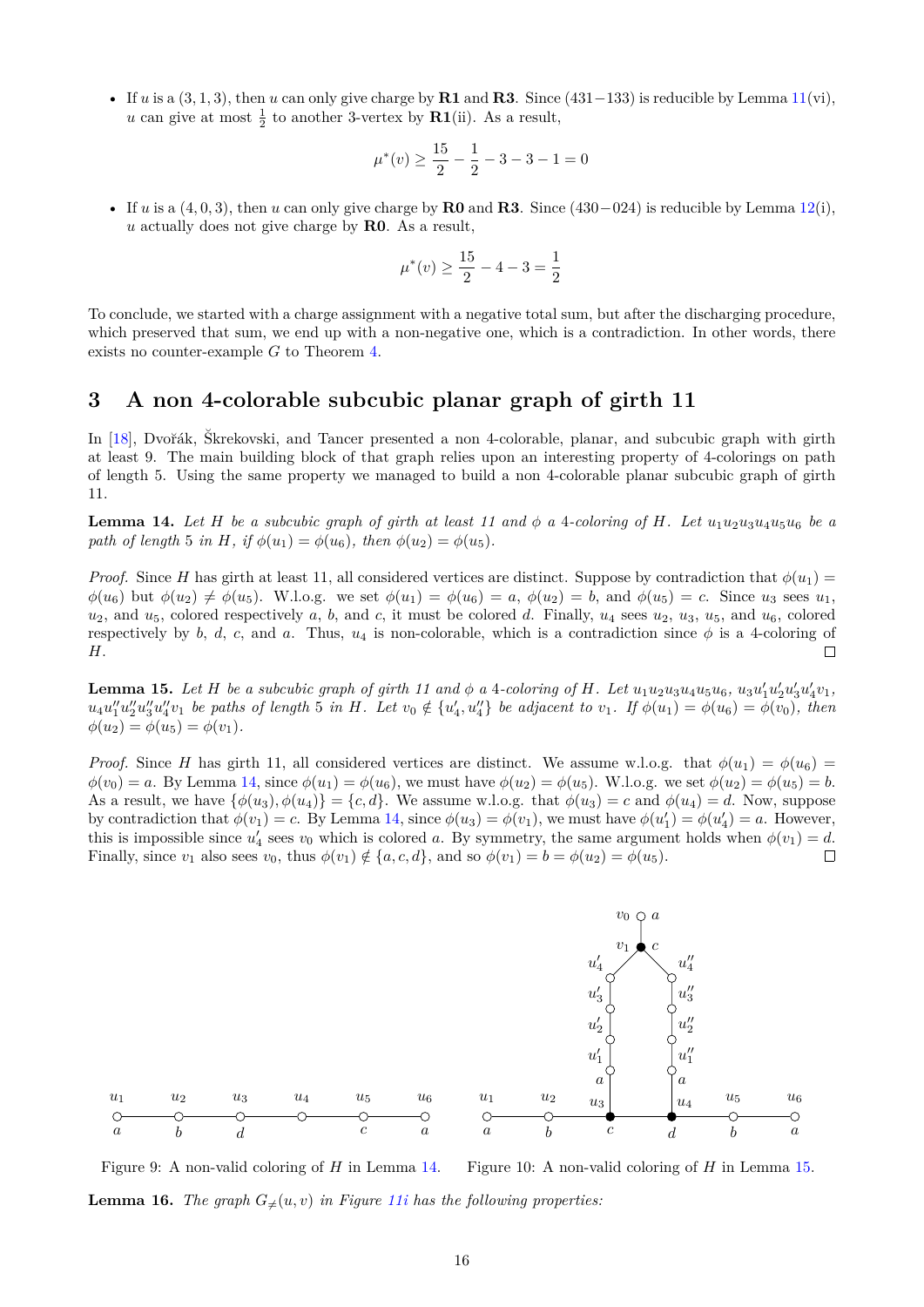- If $u$ is a $(3,1,3)$, then $u$ can only give charge by **R1** and **R3**. Since $(431-133)$ is reducible by Lemma 11(vi), $u$ can give at most $\frac{1}{2}$ to another 3-vertex by **R1**(ii). As a result,

$$\mu^*(v) \geq \frac{15}{2} - \frac{1}{2} - 3 - 3 - 1 = 0$$

- If $u$ is a $(4,0,3)$, then $u$ can only give charge by **R0** and **R3**. Since $(430-024)$ is reducible by Lemma 12(i), $u$ actually does not give charge by **R0**. As a result,

$$\mu^*(v) \geq \frac{15}{2} - 4 - 3 = \frac{1}{2}$$

To conclude, we started with a charge assignment with a negative total sum, but after the discharging procedure, which preserved that sum, we end up with a non-negative one, which is a contradiction. In other words, there exists no counter-example $G$ to Theorem 4.

## 3 A non 4-colorable subcubic planar graph of girth 11

In [18], Dvořák, Škrekovski, and Tancer presented a non 4-colorable, planar, and subcubic graph with girth at least 9. The main building block of that graph relies upon an interesting property of 4-colorings on path of length 5. Using the same property we managed to build a non 4-colorable planar subcubic graph of girth 11.

**Lemma 14.** *Let $H$ be a subcubic graph of girth at least 11 and $\phi$ a 4-coloring of $H$. Let $u_1u_2u_3u_4u_5u_6$ be a path of length 5 in $H$, if $\phi(u_1) = \phi(u_6)$, then $\phi(u_2) = \phi(u_5)$.*

*Proof.* Since $H$ has girth at least 11, all considered vertices are distinct. Suppose by contradiction that $\phi(u_1) = \phi(u_6)$ but $\phi(u_2) \neq \phi(u_5)$. W.l.o.g. we set $\phi(u_1) = \phi(u_6) = a$, $\phi(u_2) = b$, and $\phi(u_5) = c$. Since $u_3$ sees $u_1$, $u_2$, and $u_5$, colored respectively $a$, $b$, and $c$, it must be colored $d$. Finally, $u_4$ sees $u_2$, $u_3$, $u_5$, and $u_6$, colored respectively by $b$, $d$, $c$, and $a$. Thus, $u_4$ is non-colorable, which is a contradiction since $\phi$ is a 4-coloring of $H$. $\square$

**Lemma 15.** *Let $H$ be a subcubic graph of girth 11 and $\phi$ a 4-coloring of $H$. Let $u_1u_2u_3u_4u_5u_6$, $u_3u'_1u'_2u'_3u'_4v_1$, $u_4u''_1u''_2u''_3u''_4v_1$ be paths of length 5 in $H$. Let $v_0 \notin \{u'_4, u''_4\}$ be adjacent to $v_1$. If $\phi(u_1) = \phi(u_6) = \phi(v_0)$, then $\phi(u_2) = \phi(u_5) = \phi(v_1)$.*

*Proof.* Since $H$ has girth 11, all considered vertices are distinct. We assume w.l.o.g. that $\phi(u_1) = \phi(u_6) = \phi(v_0) = a$. By Lemma 14, since $\phi(u_1) = \phi(u_6)$, we must have $\phi(u_2) = \phi(u_5)$. W.l.o.g. we set $\phi(u_2) = \phi(u_5) = b$. As a result, we have $\{\phi(u_3), \phi(u_4)\} = \{c, d\}$. We assume w.l.o.g. that $\phi(u_3) = c$ and $\phi(u_4) = d$. Now, suppose by contradiction that $\phi(v_1) = c$. By Lemma 14, since $\phi(u_3) = \phi(v_1)$, we must have $\phi(u'_1) = \phi(u'_4) = a$. However, this is impossible since $u'_4$ sees $v_0$ which is colored $a$. By symmetry, the same argument holds when $\phi(v_1) = d$. Finally, since $v_1$ also sees $v_0$, thus $\phi(v_1) \notin \{a, c, d\}$, and so $\phi(v_1) = b = \phi(u_2) = \phi(u_5)$. $\square$

Figure 9: A non-valid coloring of $H$ in Lemma 14.

Figure 10: A non-valid coloring of $H$ in Lemma 15.

**Lemma 16.** *The graph $G_{\neq}(u, v)$ in Figure 11i has the following properties:*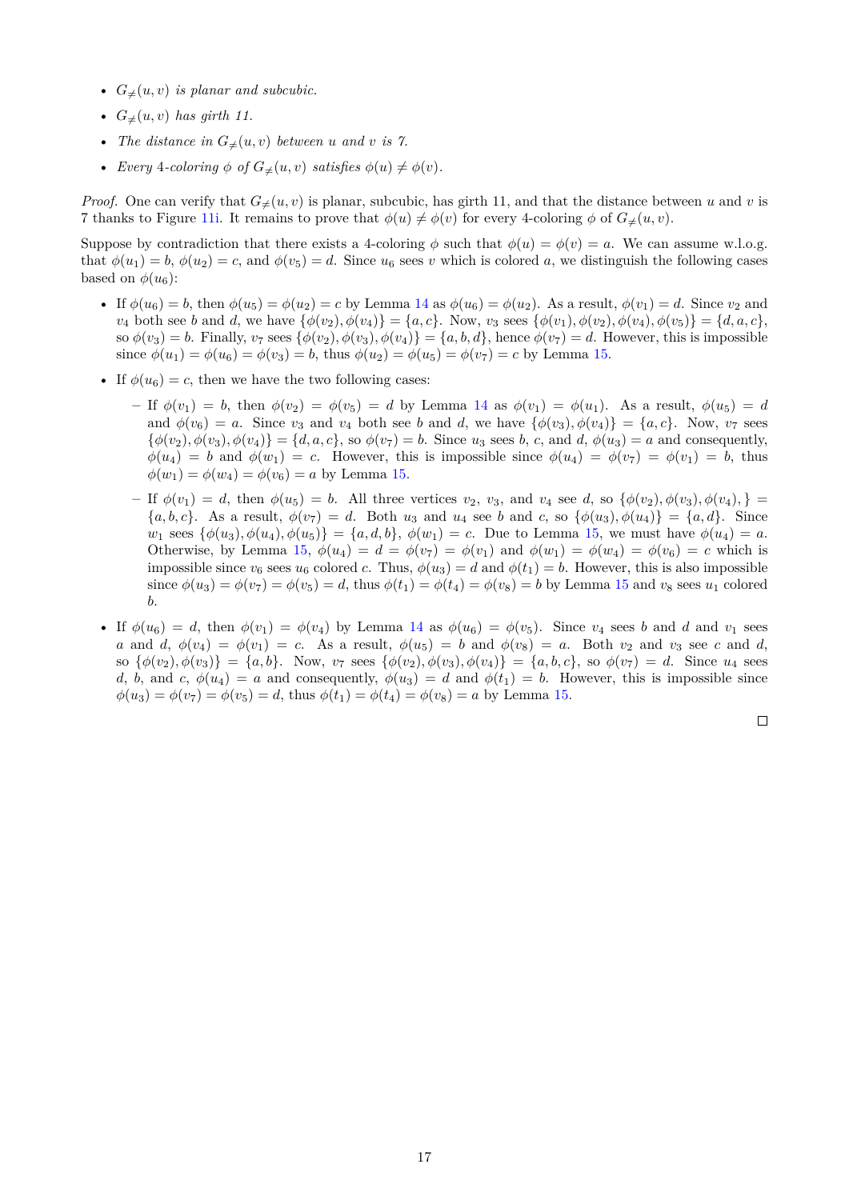- *$G_{\neq}(u,v)$ is planar and subcubic.*
- *$G_{\neq}(u,v)$ has girth 11.*
- *The distance in $G_{\neq}(u,v)$ between $u$ and $v$ is 7.*
- *Every 4-coloring $\phi$ of $G_{\neq}(u,v)$ satisfies $\phi(u) \neq \phi(v)$.*

*Proof.* One can verify that $G_{\neq}(u,v)$ is planar, subcubic, has girth 11, and that the distance between $u$ and $v$ is 7 thanks to Figure 11i. It remains to prove that $\phi(u) \neq \phi(v)$ for every 4-coloring $\phi$ of $G_{\neq}(u,v)$.

Suppose by contradiction that there exists a 4-coloring $\phi$ such that $\phi(u) = \phi(v) = a$. We can assume w.l.o.g. that $\phi(u_1) = b$, $\phi(u_2) = c$, and $\phi(v_5) = d$. Since $u_6$ sees $v$ which is colored $a$, we distinguish the following cases based on $\phi(u_6)$:

- If $\phi(u_6) = b$, then $\phi(u_5) = \phi(u_2) = c$ by Lemma 14 as $\phi(u_6) = \phi(u_2)$. As a result, $\phi(v_1) = d$. Since $v_2$ and $v_4$ both see $b$ and $d$, we have $\{\phi(v_2), \phi(v_4)\} = \{a, c\}$. Now, $v_3$ sees $\{\phi(v_1), \phi(v_2), \phi(v_4), \phi(v_5)\} = \{d, a, c\}$, so $\phi(v_3) = b$. Finally, $v_7$ sees $\{\phi(v_2), \phi(v_3), \phi(v_4)\} = \{a, b, d\}$, hence $\phi(v_7) = d$. However, this is impossible since $\phi(u_1) = \phi(u_6) = \phi(v_3) = b$, thus $\phi(u_2) = \phi(u_5) = \phi(v_7) = c$ by Lemma 15.
- If $\phi(u_6) = c$, then we have the two following cases:
  - If $\phi(v_1) = b$, then $\phi(v_2) = \phi(v_5) = d$ by Lemma 14 as $\phi(v_1) = \phi(u_1)$. As a result, $\phi(u_5) = d$ and $\phi(v_6) = a$. Since $v_3$ and $v_4$ both see $b$ and $d$, we have $\{\phi(v_3), \phi(v_4)\} = \{a, c\}$. Now, $v_7$ sees $\{\phi(v_2), \phi(v_3), \phi(v_4)\} = \{d, a, c\}$, so $\phi(v_7) = b$. Since $u_3$ sees $b$, $c$, and $d$, $\phi(u_3) = a$ and consequently, $\phi(u_4) = b$ and $\phi(w_1) = c$. However, this is impossible since $\phi(u_4) = \phi(v_7) = \phi(v_1) = b$, thus $\phi(w_1) = \phi(w_4) = \phi(v_6) = a$ by Lemma 15.
  - If $\phi(v_1) = d$, then $\phi(u_5) = b$. All three vertices $v_2$, $v_3$, and $v_4$ see $d$, so $\{\phi(v_2), \phi(v_3), \phi(v_4),\} = \{a, b, c\}$. As a result, $\phi(v_7) = d$. Both $u_3$ and $u_4$ see $b$ and $c$, so $\{\phi(u_3), \phi(u_4)\} = \{a, d\}$. Since $w_1$ sees $\{\phi(u_3), \phi(u_4), \phi(u_5)\} = \{a, d, b\}$, $\phi(w_1) = c$. Due to Lemma 15, we must have $\phi(u_4) = a$. Otherwise, by Lemma 15, $\phi(u_4) = d = \phi(v_7) = \phi(v_1)$ and $\phi(w_1) = \phi(w_4) = \phi(v_6) = c$ which is impossible since $v_6$ sees $u_6$ colored $c$. Thus, $\phi(u_3) = d$ and $\phi(t_1) = b$. However, this is also impossible since $\phi(u_3) = \phi(v_7) = \phi(v_5) = d$, thus $\phi(t_1) = \phi(t_4) = \phi(v_8) = b$ by Lemma 15 and $v_8$ sees $u_1$ colored $b$.
- If $\phi(u_6) = d$, then $\phi(v_1) = \phi(v_4)$ by Lemma 14 as $\phi(u_6) = \phi(v_5)$. Since $v_4$ sees $b$ and $d$ and $v_1$ sees $a$ and $d$, $\phi(v_4) = \phi(v_1) = c$. As a result, $\phi(u_5) = b$ and $\phi(v_8) = a$. Both $v_2$ and $v_3$ see $c$ and $d$, so $\{\phi(v_2), \phi(v_3)\} = \{a, b\}$. Now, $v_7$ sees $\{\phi(v_2), \phi(v_3), \phi(v_4)\} = \{a, b, c\}$, so $\phi(v_7) = d$. Since $u_4$ sees $d$, $b$, and $c$, $\phi(u_4) = a$ and consequently, $\phi(u_3) = d$ and $\phi(t_1) = b$. However, this is impossible since $\phi(u_3) = \phi(v_7) = \phi(v_5) = d$, thus $\phi(t_1) = \phi(t_4) = \phi(v_8) = a$ by Lemma 15.

$\square$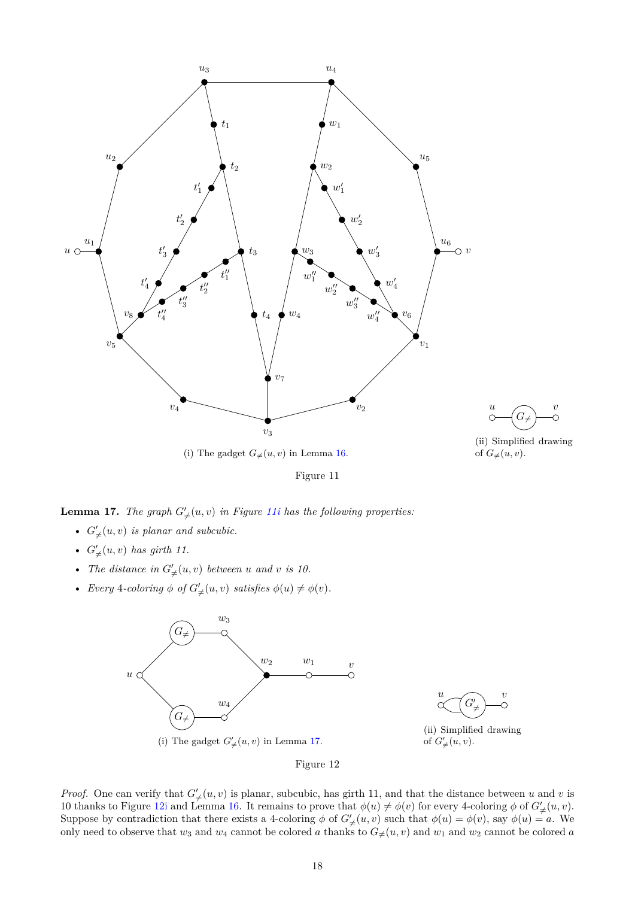(i) The gadget $G_{\neq}(u, v)$ in Lemma 16.

(ii) Simplified drawing of $G_{\neq}(u, v)$.

Figure 11

**Lemma 17.** *The graph $G'_{\neq}(u, v)$ in Figure 11i has the following properties:*

- *$G'_{\neq}(u, v)$ is planar and subcubic.*
- *$G'_{\neq}(u, v)$ has girth 11.*
- *The distance in $G'_{\neq}(u, v)$ between $u$ and $v$ is 10.*
- *Every 4-coloring $\phi$ of $G'_{\neq}(u, v)$ satisfies $\phi(u) \neq \phi(v)$.*

(i) The gadget $G'_{\neq}(u, v)$ in Lemma 17.

(ii) Simplified drawing of $G'_{\neq}(u, v)$.

Figure 12

*Proof.* One can verify that $G'_{\neq}(u, v)$ is planar, subcubic, has girth 11, and that the distance between $u$ and $v$ is 10 thanks to Figure 12i and Lemma 16. It remains to prove that $\phi(u) \neq \phi(v)$ for every 4-coloring $\phi$ of $G'_{\neq}(u, v)$. Suppose by contradiction that there exists a 4-coloring $\phi$ of $G'_{\neq}(u, v)$ such that $\phi(u) = \phi(v)$, say $\phi(u) = a$. We only need to observe that $w_3$ and $w_4$ cannot be colored $a$ thanks to $G_{\neq}(u, v)$ and $w_1$ and $w_2$ cannot be colored $a$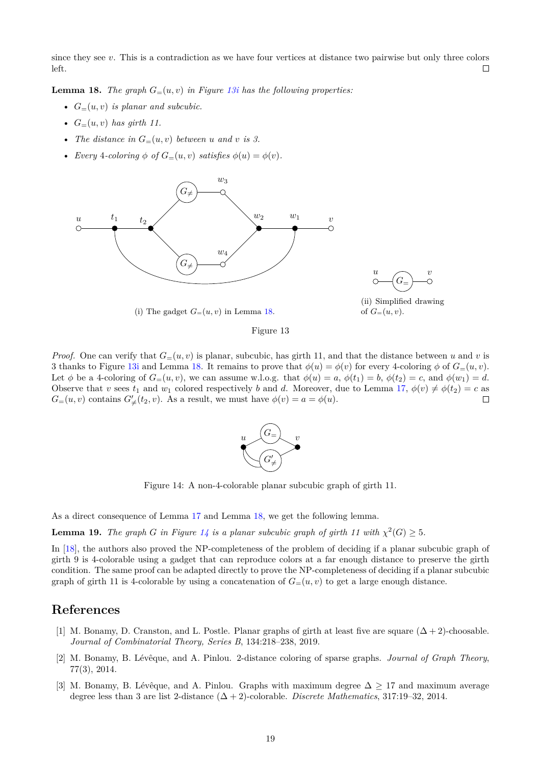since they see $v$. This is a contradiction as we have four vertices at distance two pairwise but only three colors left. ◻

**Lemma 18.** *The graph $G_=(u,v)$ in Figure 13i has the following properties:*

- *$G_=(u,v)$ is planar and subcubic.*
- *$G_=(u,v)$ has girth 11.*
- *The distance in $G_=(u,v)$ between $u$ and $v$ is 3.*
- *Every 4-coloring $\phi$ of $G_=(u,v)$ satisfies $\phi(u) = \phi(v)$.*

(i) The gadget $G_=(u,v)$ in Lemma 18.

(ii) Simplified drawing of $G_=(u,v)$.

Figure 13

*Proof.* One can verify that $G_=(u,v)$ is planar, subcubic, has girth 11, and that the distance between $u$ and $v$ is 3 thanks to Figure 13i and Lemma 18. It remains to prove that $\phi(u) = \phi(v)$ for every 4-coloring $\phi$ of $G_=(u,v)$. Let $\phi$ be a 4-coloring of $G_=(u,v)$, we can assume w.l.o.g. that $\phi(u) = a$, $\phi(t_1) = b$, $\phi(t_2) = c$, and $\phi(w_1) = d$. Observe that $v$ sees $t_1$ and $w_1$ colored respectively $b$ and $d$. Moreover, due to Lemma 17, $\phi(v) \neq \phi(t_2) = c$ as $G_=(u,v)$ contains $G'_{\neq}(t_2,v)$. As a result, we must have $\phi(v) = a = \phi(u)$. ◻

Figure 14: A non-4-colorable planar subcubic graph of girth 11.

As a direct consequence of Lemma 17 and Lemma 18, we get the following lemma.

**Lemma 19.** *The graph $G$ in Figure 14 is a planar subcubic graph of girth 11 with $\chi^2(G) \geq 5$.*

In [18], the authors also proved the NP-completeness of the problem of deciding if a planar subcubic graph of girth 9 is 4-colorable using a gadget that can reproduce colors at a far enough distance to preserve the girth condition. The same proof can be adapted directly to prove the NP-completeness of deciding if a planar subcubic graph of girth 11 is 4-colorable by using a concatenation of $G_=(u,v)$ to get a large enough distance.

## References

[1] M. Bonamy, D. Cranston, and L. Postle. Planar graphs of girth at least five are square $(\Delta + 2)$-choosable. *Journal of Combinatorial Theory, Series B*, 134:218–238, 2019.

[2] M. Bonamy, B. Lévêque, and A. Pinlou. 2-distance coloring of sparse graphs. *Journal of Graph Theory*, 77(3), 2014.

[3] M. Bonamy, B. Lévêque, and A. Pinlou. Graphs with maximum degree $\Delta \geq 17$ and maximum average degree less than 3 are list 2-distance $(\Delta + 2)$-colorable. *Discrete Mathematics*, 317:19–32, 2014.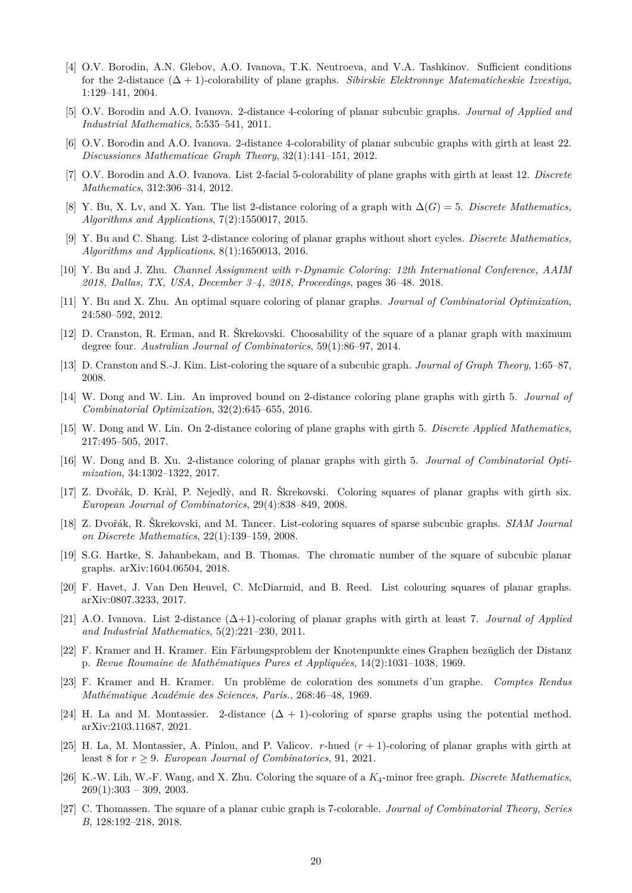[4] O.V. Borodin, A.N. Glebov, A.O. Ivanova, T.K. Neutroeva, and V.A. Tashkinov. Sufficient conditions for the 2-distance $(\Delta + 1)$-colorability of plane graphs. *Sibirskie Elektronnye Matematicheskie Izvestiya*, 1:129–141, 2004.

[5] O.V. Borodin and A.O. Ivanova. 2-distance 4-coloring of planar subcubic graphs. *Journal of Applied and Industrial Mathematics*, 5:535–541, 2011.

[6] O.V. Borodin and A.O. Ivanova. 2-distance 4-colorability of planar subcubic graphs with girth at least 22. *Discussiones Mathematicae Graph Theory*, 32(1):141–151, 2012.

[7] O.V. Borodin and A.O. Ivanova. List 2-facial 5-colorability of plane graphs with girth at least 12. *Discrete Mathematics*, 312:306–314, 2012.

[8] Y. Bu, X. Lv, and X. Yan. The list 2-distance coloring of a graph with $\Delta(G) = 5$. *Discrete Mathematics, Algorithms and Applications*, 7(2):1550017, 2015.

[9] Y. Bu and C. Shang. List 2-distance coloring of planar graphs without short cycles. *Discrete Mathematics, Algorithms and Applications*, 8(1):1650013, 2016.

[10] Y. Bu and J. Zhu. *Channel Assignment with r-Dynamic Coloring: 12th International Conference, AAIM 2018, Dallas, TX, USA, December 3–4, 2018, Proceedings*, pages 36–48. 2018.

[11] Y. Bu and X. Zhu. An optimal square coloring of planar graphs. *Journal of Combinatorial Optimization*, 24:580–592, 2012.

[12] D. Cranston, R. Erman, and R. Škrekovski. Choosability of the square of a planar graph with maximum degree four. *Australian Journal of Combinatorics*, 59(1):86–97, 2014.

[13] D. Cranston and S.-J. Kim. List-coloring the square of a subcubic graph. *Journal of Graph Theory*, 1:65–87, 2008.

[14] W. Dong and W. Lin. An improved bound on 2-distance coloring plane graphs with girth 5. *Journal of Combinatorial Optimization*, 32(2):645–655, 2016.

[15] W. Dong and W. Lin. On 2-distance coloring of plane graphs with girth 5. *Discrete Applied Mathematics*, 217:495–505, 2017.

[16] W. Dong and B. Xu. 2-distance coloring of planar graphs with girth 5. *Journal of Combinatorial Optimization*, 34:1302–1322, 2017.

[17] Z. Dvořák, D. Kràl, P. Nejedlỳ, and R. Škrekovski. Coloring squares of planar graphs with girth six. *European Journal of Combinatorics*, 29(4):838–849, 2008.

[18] Z. Dvořák, R. Škrekovski, and M. Tancer. List-coloring squares of sparse subcubic graphs. *SIAM Journal on Discrete Mathematics*, 22(1):139–159, 2008.

[19] S.G. Hartke, S. Jahanbekam, and B. Thomas. The chromatic number of the square of subcubic planar graphs. arXiv:1604.06504, 2018.

[20] F. Havet, J. Van Den Heuvel, C. McDiarmid, and B. Reed. List colouring squares of planar graphs. arXiv:0807.3233, 2017.

[21] A.O. Ivanova. List 2-distance $(\Delta+1)$-coloring of planar graphs with girth at least 7. *Journal of Applied and Industrial Mathematics*, 5(2):221–230, 2011.

[22] F. Kramer and H. Kramer. Ein Färbungsproblem der Knotenpunkte eines Graphen bezüglich der Distanz p. *Revue Roumaine de Mathématiques Pures et Appliquées*, 14(2):1031–1038, 1969.

[23] F. Kramer and H. Kramer. Un problème de coloration des sommets d'un graphe. *Comptes Rendus Mathématique Académie des Sciences, Paris.*, 268:46–48, 1969.

[24] H. La and M. Montassier. 2-distance $(\Delta + 1)$-coloring of sparse graphs using the potential method. arXiv:2103.11687, 2021.

[25] H. La, M. Montassier, A. Pinlou, and P. Valicov. $r$-hued $(r + 1)$-coloring of planar graphs with girth at least 8 for $r \geq 9$. *European Journal of Combinatorics*, 91, 2021.

[26] K.-W. Lih, W.-F. Wang, and X. Zhu. Coloring the square of a $K_4$-minor free graph. *Discrete Mathematics*, 269(1):303 – 309, 2003.

[27] C. Thomassen. The square of a planar cubic graph is 7-colorable. *Journal of Combinatorial Theory, Series B*, 128:192–218, 2018.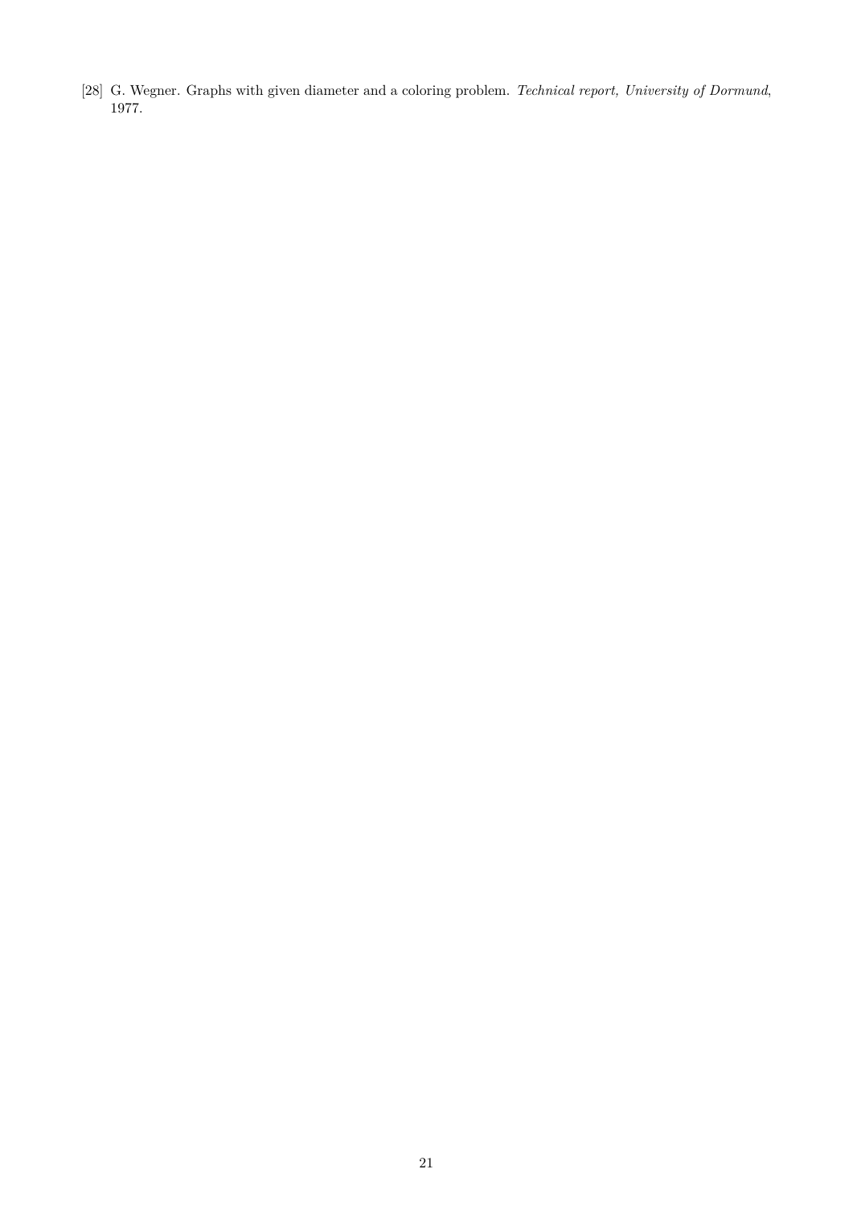[28] G. Wegner. Graphs with given diameter and a coloring problem. *Technical report, University of Dormund*, 1977.